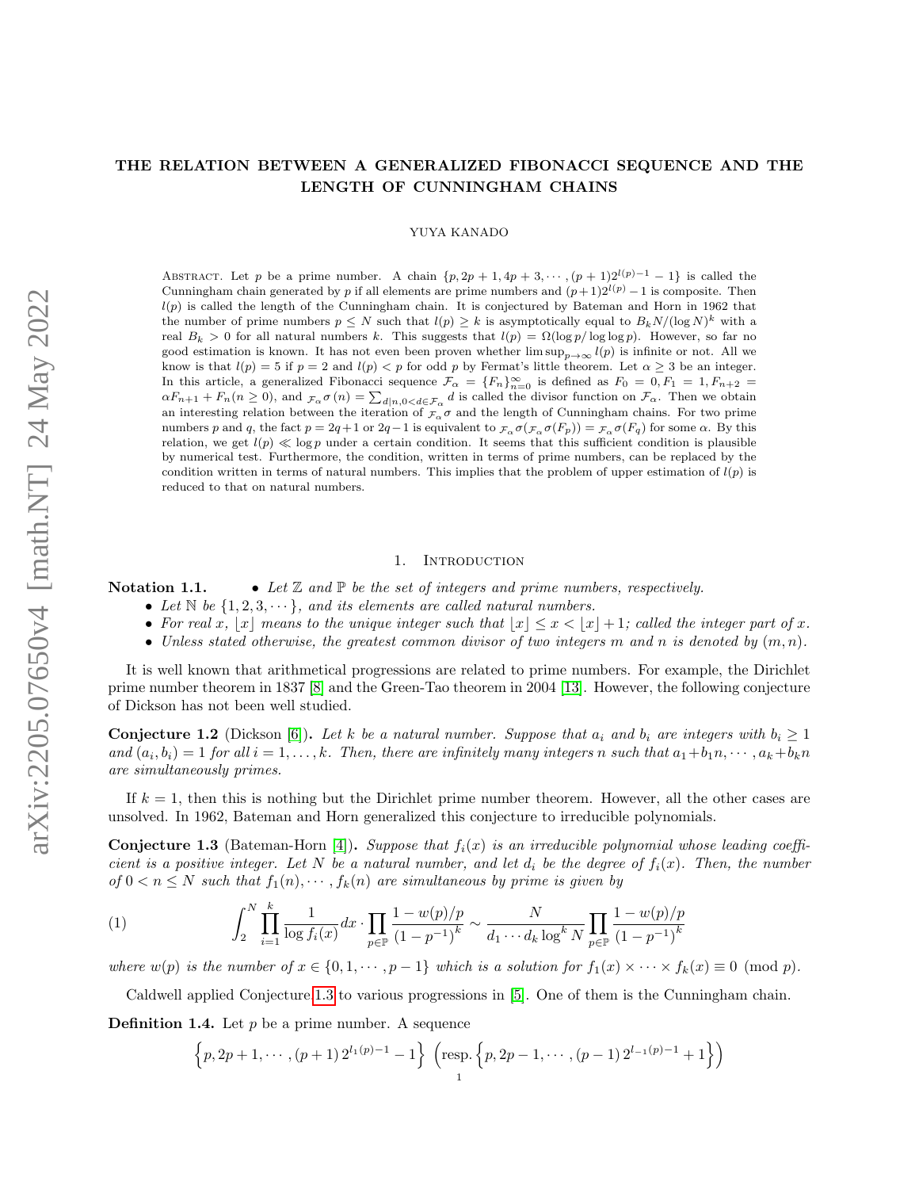# THE RELATION BETWEEN A GENERALIZED FIBONACCI SEQUENCE AND THE LENGTH OF CUNNINGHAM CHAINS

YUYA KANADO

Abstract. Let $p$ be a prime number. A chain $\{p, 2p+1, 4p+3, \cdots, (p+1)2^{l(p)-1}-1\}$ is called the Cunningham chain generated by $p$ if all elements are prime numbers and $(p+1)2^{l(p)}-1$ is composite. Then $l(p)$ is called the length of the Cunningham chain. It is conjectured by Bateman and Horn in 1962 that the number of prime numbers $p \leq N$ such that $l(p) \geq k$ is asymptotically equal to $B_k N/(\log N)^k$ with a real $B_k > 0$ for all natural numbers $k$. This suggests that $l(p) = \Omega(\log p/\log\log p)$. However, so far no good estimation is known. It has not even been proven whether $\limsup_{p\to\infty} l(p)$ is infinite or not. All we know is that $l(p) = 5$ if $p = 2$ and $l(p) < p$ for odd $p$ by Fermat's little theorem. Let $\alpha \geq 3$ be an integer. In this article, a generalized Fibonacci sequence $\mathcal{F}_\alpha = \{F_n\}_{n=0}^\infty$ is defined as $F_0 = 0, F_1 = 1, F_{n+2} = \alpha F_{n+1} + F_n (n \geq 0)$, and ${}_{\mathcal{F}_\alpha}\sigma(n) = \sum_{d|n, 0<d\in\mathcal{F}_\alpha} d$ is called the divisor function on $\mathcal{F}_\alpha$. Then we obtain an interesting relation between the iteration of ${}_{\mathcal{F}_\alpha}\sigma$ and the length of Cunningham chains. For two prime numbers $p$ and $q$, the fact $p = 2q+1$ or $2q-1$ is equivalent to ${}_{\mathcal{F}_\alpha}\sigma({}_{\mathcal{F}_\alpha}\sigma(F_p)) = {}_{\mathcal{F}_\alpha}\sigma(F_q)$ for some $\alpha$. By this relation, we get $l(p) \ll \log p$ under a certain condition. It seems that this sufficient condition is plausible by numerical test. Furthermore, the condition, written in terms of prime numbers, can be replaced by the condition written in terms of natural numbers. This implies that the problem of upper estimation of $l(p)$ is reduced to that on natural numbers.

## 1. Introduction

**Notation 1.1.**

- *Let $\mathbb{Z}$ and $\mathbb{P}$ be the set of integers and prime numbers, respectively.*
- *Let $\mathbb{N}$ be $\{1, 2, 3, \cdots\}$, and its elements are called natural numbers.*
- *For real $x$, $\lfloor x \rfloor$ means to the unique integer such that $\lfloor x \rfloor \leq x < \lfloor x \rfloor + 1$; called the integer part of $x$.*
- *Unless stated otherwise, the greatest common divisor of two integers $m$ and $n$ is denoted by $(m, n)$.*

It is well known that arithmetical progressions are related to prime numbers. For example, the Dirichlet prime number theorem in 1837 [8] and the Green-Tao theorem in 2004 [13]. However, the following conjecture of Dickson has not been well studied.

**Conjecture 1.2** (Dickson [6])**.** *Let $k$ be a natural number. Suppose that $a_i$ and $b_i$ are integers with $b_i \geq 1$ and $(a_i, b_i) = 1$ for all $i = 1, \ldots, k$. Then, there are infinitely many integers $n$ such that $a_1+b_1n, \cdots, a_k+b_kn$ are simultaneously primes.*

If $k = 1$, then this is nothing but the Dirichlet prime number theorem. However, all the other cases are unsolved. In 1962, Bateman and Horn generalized this conjecture to irreducible polynomials.

**Conjecture 1.3** (Bateman-Horn [4])**.** *Suppose that $f_i(x)$ is an irreducible polynomial whose leading coefficient is a positive integer. Let $N$ be a natural number, and let $d_i$ be the degree of $f_i(x)$. Then, the number of $0 < n \leq N$ such that $f_1(n), \cdots, f_k(n)$ are simultaneous by prime is given by*

$$\int_2^N \prod_{i=1}^k \frac{1}{\log f_i(x)} dx \cdot \prod_{p\in\mathbb{P}} \frac{1 - w(p)/p}{(1-p^{-1})^k} \sim \frac{N}{d_1 \cdots d_k \log^k N} \prod_{p\in\mathbb{P}} \frac{1 - w(p)/p}{(1-p^{-1})^k} \tag{1}$$

*where $w(p)$ is the number of $x \in \{0, 1, \cdots, p-1\}$ which is a solution for $f_1(x) \times \cdots \times f_k(x) \equiv 0 \pmod p$.*

Caldwell applied Conjecture 1.3 to various progressions in [5]. One of them is the Cunningham chain.

**Definition 1.4.** Let $p$ be a prime number. A sequence

$$\left\{p, 2p+1, \cdots, (p+1)\,2^{l_1(p)-1} - 1\right\} \ \left(\text{resp.} \left\{p, 2p-1, \cdots, (p-1)\,2^{l_{-1}(p)-1} + 1\right\}\right)$$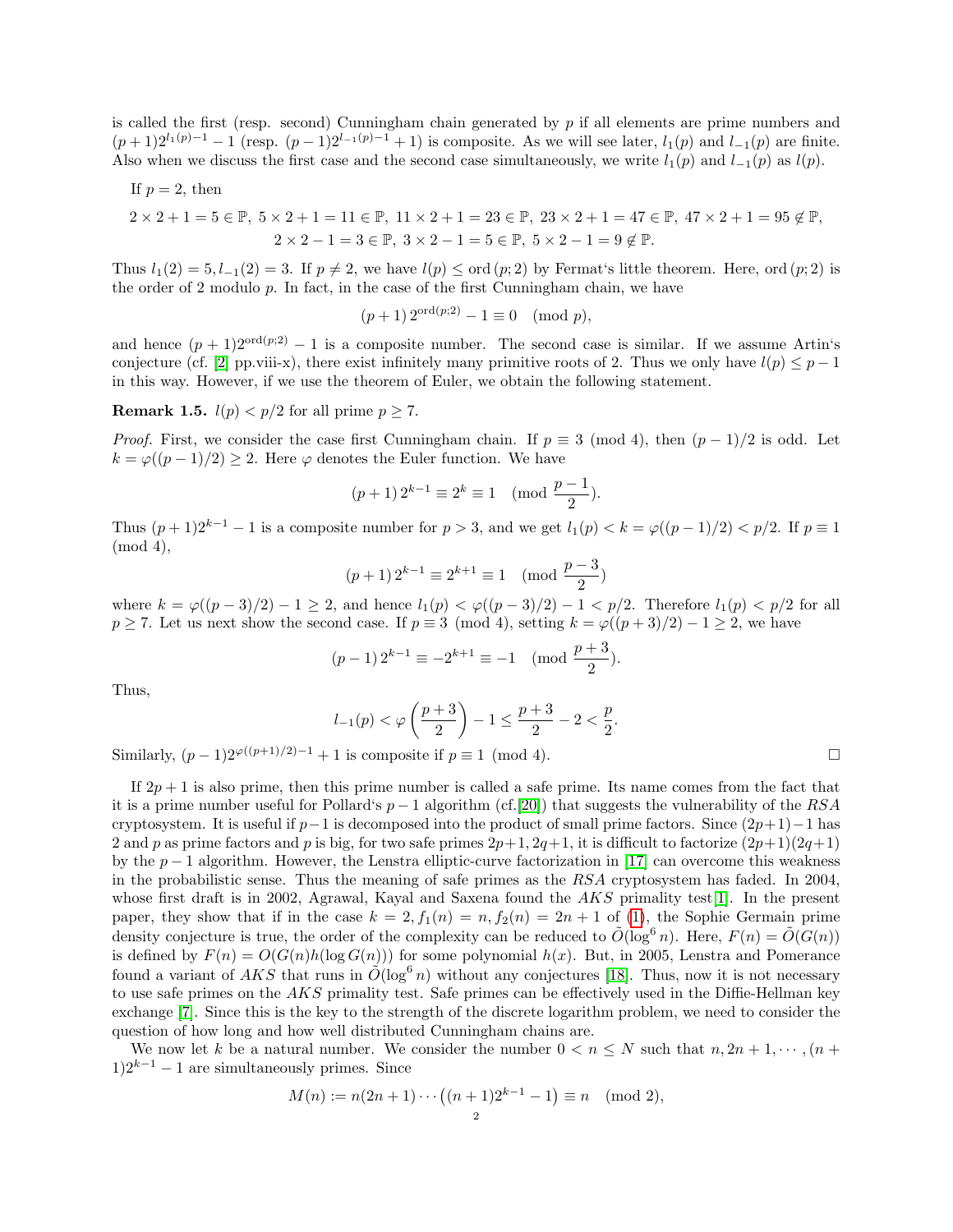is called the first (resp. second) Cunningham chain generated by $p$ if all elements are prime numbers and $(p+1)2^{l_1(p)-1}-1$ (resp. $(p-1)2^{l_{-1}(p)-1}+1$) is composite. As we will see later, $l_1(p)$ and $l_{-1}(p)$ are finite. Also when we discuss the first case and the second case simultaneously, we write $l_1(p)$ and $l_{-1}(p)$ as $l(p)$.

If $p=2$, then

$$2\times 2+1=5\in\mathbb{P},\ 5\times 2+1=11\in\mathbb{P},\ 11\times 2+1=23\in\mathbb{P},\ 23\times 2+1=47\in\mathbb{P},\ 47\times 2+1=95\notin\mathbb{P},$$
$$2\times 2-1=3\in\mathbb{P},\ 3\times 2-1=5\in\mathbb{P},\ 5\times 2-1=9\notin\mathbb{P}.$$

Thus $l_1(2)=5, l_{-1}(2)=3$. If $p\neq 2$, we have $l(p)\leq \operatorname{ord}(p;2)$ by Fermat's little theorem. Here, $\operatorname{ord}(p;2)$ is the order of 2 modulo $p$. In fact, in the case of the first Cunningham chain, we have

$$(p+1)\,2^{\operatorname{ord}(p;2)}-1\equiv 0 \pmod p,$$

and hence $(p+1)2^{\operatorname{ord}(p;2)}-1$ is a composite number. The second case is similar. If we assume Artin's conjecture (cf. [2] pp.viii-x), there exist infinitely many primitive roots of 2. Thus we only have $l(p)\leq p-1$ in this way. However, if we use the theorem of Euler, we obtain the following statement.

**Remark 1.5.** $l(p)<p/2$ for all prime $p\geq 7$.

*Proof.* First, we consider the case first Cunningham chain. If $p\equiv 3 \pmod 4$, then $(p-1)/2$ is odd. Let $k=\varphi((p-1)/2)\geq 2$. Here $\varphi$ denotes the Euler function. We have

$$(p+1)\,2^{k-1}\equiv 2^k\equiv 1 \pmod{\frac{p-1}{2}}.$$

Thus $(p+1)2^{k-1}-1$ is a composite number for $p>3$, and we get $l_1(p)<k=\varphi((p-1)/2)<p/2$. If $p\equiv 1 \pmod 4$,

$$(p+1)\,2^{k-1}\equiv 2^{k+1}\equiv 1 \pmod{\frac{p-3}{2}}$$

where $k=\varphi((p-3)/2)-1\geq 2$, and hence $l_1(p)<\varphi((p-3)/2)-1<p/2$. Therefore $l_1(p)<p/2$ for all $p\geq 7$. Let us next show the second case. If $p\equiv 3 \pmod 4$, setting $k=\varphi((p+3)/2)-1\geq 2$, we have

$$(p-1)\,2^{k-1}\equiv -2^{k+1}\equiv -1 \pmod{\frac{p+3}{2}}.$$

Thus,

$$l_{-1}(p)<\varphi\left(\frac{p+3}{2}\right)-1\leq \frac{p+3}{2}-2<\frac{p}{2}.$$

Similarly, $(p-1)2^{\varphi((p+1)/2)-1}+1$ is composite if $p\equiv 1 \pmod 4$. $\square$

If $2p+1$ is also prime, then this prime number is called a safe prime. Its name comes from the fact that it is a prime number useful for Pollard's $p-1$ algorithm (cf.[20]) that suggests the vulnerability of the *RSA* cryptosystem. It is useful if $p-1$ is decomposed into the product of small prime factors. Since $(2p+1)-1$ has 2 and $p$ as prime factors and $p$ is big, for two safe primes $2p+1, 2q+1$, it is difficult to factorize $(2p+1)(2q+1)$ by the $p-1$ algorithm. However, the Lenstra elliptic-curve factorization in [17] can overcome this weakness in the probabilistic sense. Thus the meaning of safe primes as the *RSA* cryptosystem has faded. In 2004, whose first draft is in 2002, Agrawal, Kayal and Saxena found the *AKS* primality test[1]. In the present paper, they show that if in the case $k=2, f_1(n)=n, f_2(n)=2n+1$ of (1), the Sophie Germain prime density conjecture is true, the order of the complexity can be reduced to $\tilde{O}(\log^6 n)$. Here, $F(n)=\tilde{O}(G(n))$ is defined by $F(n)=O(G(n)h(\log G(n)))$ for some polynomial $h(x)$. But, in 2005, Lenstra and Pomerance found a variant of *AKS* that runs in $\tilde{O}(\log^6 n)$ without any conjectures [18]. Thus, now it is not necessary to use safe primes on the *AKS* primality test. Safe primes can be effectively used in the Diffie-Hellman key exchange [7]. Since this is the key to the strength of the discrete logarithm problem, we need to consider the question of how long and how well distributed Cunningham chains are.

We now let $k$ be a natural number. We consider the number $0<n\leq N$ such that $n, 2n+1, \cdots, (n+1)2^{k-1}-1$ are simultaneously primes. Since

$$M(n):=n(2n+1)\cdots\left((n+1)2^{k-1}-1\right)\equiv n \pmod 2,$$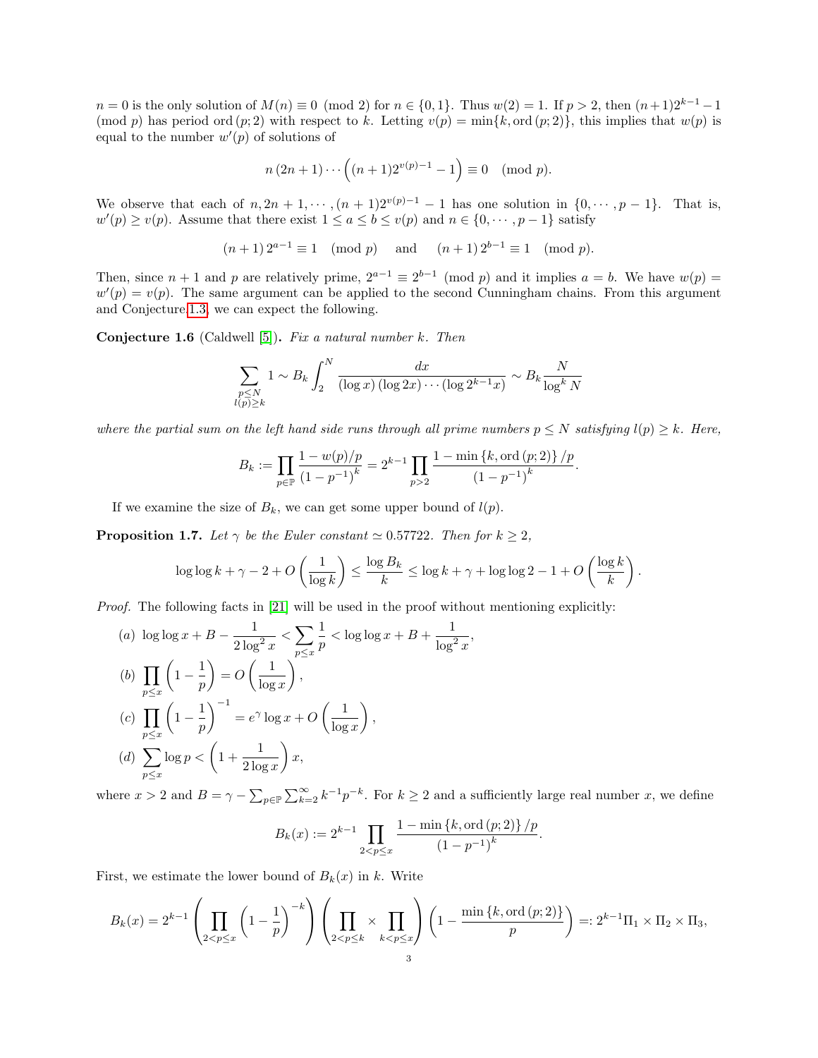$n = 0$ is the only solution of $M(n) \equiv 0 \pmod 2$ for $n \in \{0, 1\}$. Thus $w(2) = 1$. If $p > 2$, then $(n+1)2^{k-1} - 1 \pmod p$ has period $\operatorname{ord}(p; 2)$ with respect to $k$. Letting $v(p) = \min\{k, \operatorname{ord}(p; 2)\}$, this implies that $w(p)$ is equal to the number $w'(p)$ of solutions of

$$n\,(2n+1)\cdots\left((n+1)2^{v(p)-1} - 1\right) \equiv 0 \pmod p.$$

We observe that each of $n, 2n+1, \cdots, (n+1)2^{v(p)-1} - 1$ has one solution in $\{0, \cdots, p-1\}$. That is, $w'(p) \geq v(p)$. Assume that there exist $1 \leq a \leq b \leq v(p)$ and $n \in \{0, \cdots, p-1\}$ satisfy

$$(n+1)\,2^{a-1} \equiv 1 \pmod p \quad \text{and} \quad (n+1)\,2^{b-1} \equiv 1 \pmod p.$$

Then, since $n+1$ and $p$ are relatively prime, $2^{a-1} \equiv 2^{b-1} \pmod p$ and it implies $a = b$. We have $w(p) = w'(p) = v(p)$. The same argument can be applied to the second Cunningham chains. From this argument and Conjecture 1.3, we can expect the following.

**Conjecture 1.6** (Caldwell [5]). *Fix a natural number $k$. Then*

$$\sum_{\substack{p \leq N \\ l(p) \geq k}} 1 \sim B_k \int_2^N \frac{dx}{(\log x)(\log 2x)\cdots(\log 2^{k-1}x)} \sim B_k \frac{N}{\log^k N}$$

*where the partial sum on the left hand side runs through all prime numbers $p \leq N$ satisfying $l(p) \geq k$. Here,*

$$B_k := \prod_{p \in \mathbb{P}} \frac{1 - w(p)/p}{(1-p^{-1})^k} = 2^{k-1} \prod_{p > 2} \frac{1 - \min\{k, \operatorname{ord}(p;2)\}/p}{(1-p^{-1})^k}.$$

If we examine the size of $B_k$, we can get some upper bound of $l(p)$.

**Proposition 1.7.** *Let $\gamma$ be the Euler constant $\simeq 0.57722$. Then for $k \geq 2$,*

$$\log\log k + \gamma - 2 + O\left(\frac{1}{\log k}\right) \leq \frac{\log B_k}{k} \leq \log k + \gamma + \log\log 2 - 1 + O\left(\frac{\log k}{k}\right).$$

*Proof.* The following facts in [21] will be used in the proof without mentioning explicitly:

(a) $\displaystyle \log\log x + B - \frac{1}{2\log^2 x} < \sum_{p \leq x} \frac{1}{p} < \log\log x + B + \frac{1}{\log^2 x}$,

(b) $\displaystyle \prod_{p \leq x}\left(1 - \frac{1}{p}\right) = O\left(\frac{1}{\log x}\right)$,

(c) $\displaystyle \prod_{p \leq x}\left(1 - \frac{1}{p}\right)^{-1} = e^{\gamma}\log x + O\left(\frac{1}{\log x}\right)$,

(d) $\displaystyle \sum_{p \leq x} \log p < \left(1 + \frac{1}{2\log x}\right)x$,

where $x > 2$ and $B = \gamma - \sum_{p \in \mathbb{P}} \sum_{k=2}^{\infty} k^{-1}p^{-k}$. For $k \geq 2$ and a sufficiently large real number $x$, we define

$$B_k(x) := 2^{k-1} \prod_{2 < p \leq x} \frac{1 - \min\{k, \operatorname{ord}(p;2)\}/p}{(1-p^{-1})^k}.$$

First, we estimate the lower bound of $B_k(x)$ in $k$. Write

$$B_k(x) = 2^{k-1}\left(\prod_{2 < p \leq x}\left(1 - \frac{1}{p}\right)^{-k}\right)\left(\prod_{2 < p \leq k} \times \prod_{k < p \leq x}\right)\left(1 - \frac{\min\{k, \operatorname{ord}(p;2)\}}{p}\right) =: 2^{k-1}\Pi_1 \times \Pi_2 \times \Pi_3,$$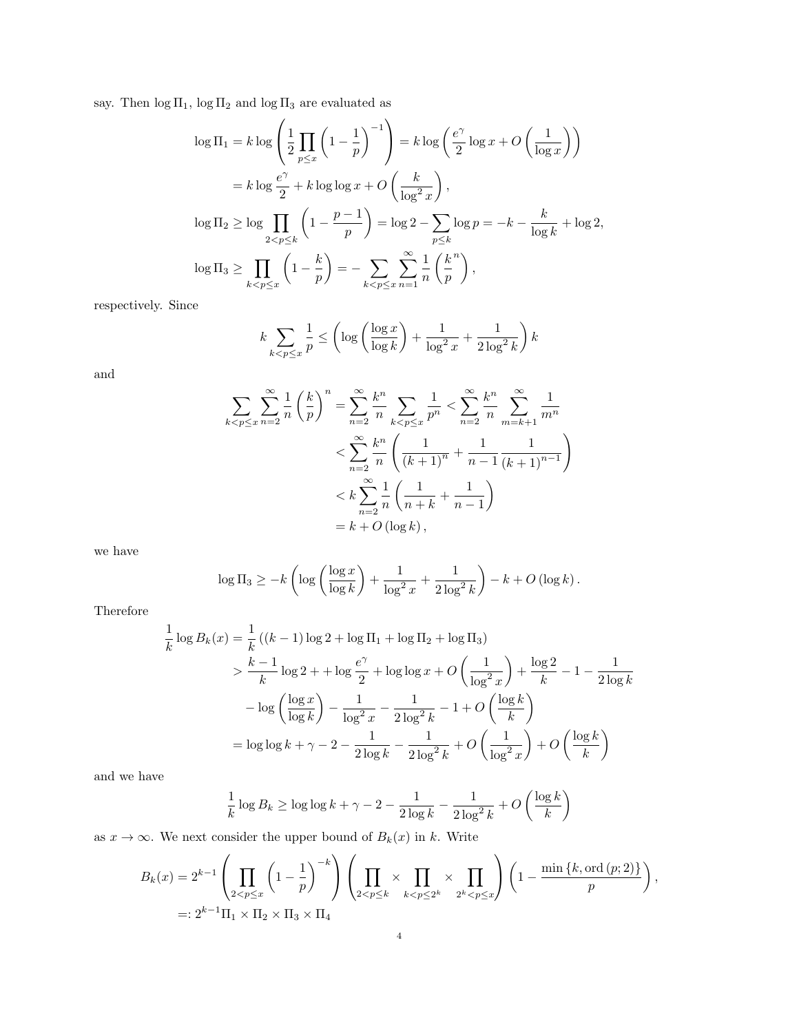say. Then $\log \Pi_1$, $\log \Pi_2$ and $\log \Pi_3$ are evaluated as

$$
\begin{aligned}
\log \Pi_1 &= k \log \left( \frac{1}{2} \prod_{p \le x} \left(1 - \frac{1}{p}\right)^{-1} \right) = k \log \left( \frac{e^\gamma}{2} \log x + O\left(\frac{1}{\log x}\right) \right) \\
&= k \log \frac{e^\gamma}{2} + k \log\log x + O\left(\frac{k}{\log^2 x}\right), \\
\log \Pi_2 &\ge \log \prod_{2 < p \le k} \left(1 - \frac{p-1}{p}\right) = \log 2 - \sum_{p \le k} \log p = -k - \frac{k}{\log k} + \log 2, \\
\log \Pi_3 &\ge \prod_{k < p \le x} \left(1 - \frac{k}{p}\right) = - \sum_{k < p \le x} \sum_{n=1}^{\infty} \frac{1}{n} \left(\frac{k}{p}^n\right),
\end{aligned}
$$

respectively. Since

$$
k \sum_{k < p \le x} \frac{1}{p} \le \left( \log\left(\frac{\log x}{\log k}\right) + \frac{1}{\log^2 x} + \frac{1}{2 \log^2 k} \right) k
$$

and

$$
\begin{aligned}
\sum_{k < p \le x} \sum_{n=2}^{\infty} \frac{1}{n} \left(\frac{k}{p}\right)^n &= \sum_{n=2}^{\infty} \frac{k^n}{n} \sum_{k < p \le x} \frac{1}{p^n} < \sum_{n=2}^{\infty} \frac{k^n}{n} \sum_{m=k+1}^{\infty} \frac{1}{m^n} \\
&< \sum_{n=2}^{\infty} \frac{k^n}{n} \left( \frac{1}{(k+1)^n} + \frac{1}{n-1} \frac{1}{(k+1)^{n-1}} \right) \\
&< k \sum_{n=2}^{\infty} \frac{1}{n} \left( \frac{1}{n+k} + \frac{1}{n-1} \right) \\
&= k + O(\log k),
\end{aligned}
$$

we have

$$
\log \Pi_3 \ge -k \left( \log\left(\frac{\log x}{\log k}\right) + \frac{1}{\log^2 x} + \frac{1}{2 \log^2 k} \right) - k + O(\log k).
$$

Therefore

$$
\begin{aligned}
\frac{1}{k} \log B_k(x) &= \frac{1}{k} \left( (k-1) \log 2 + \log \Pi_1 + \log \Pi_2 + \log \Pi_3 \right) \\
&> \frac{k-1}{k} \log 2 + + \log \frac{e^\gamma}{2} + \log\log x + O\left(\frac{1}{\log^2 x}\right) + \frac{\log 2}{k} - 1 - \frac{1}{2 \log k} \\
&\quad - \log\left(\frac{\log x}{\log k}\right) - \frac{1}{\log^2 x} - \frac{1}{2 \log^2 k} - 1 + O\left(\frac{\log k}{k}\right) \\
&= \log\log k + \gamma - 2 - \frac{1}{2 \log k} - \frac{1}{2 \log^2 k} + O\left(\frac{1}{\log^2 x}\right) + O\left(\frac{\log k}{k}\right)
\end{aligned}
$$

and we have

$$
\frac{1}{k} \log B_k \ge \log\log k + \gamma - 2 - \frac{1}{2 \log k} - \frac{1}{2 \log^2 k} + O\left(\frac{\log k}{k}\right)
$$

as $x \to \infty$. We next consider the upper bound of $B_k(x)$ in $k$. Write

$$
\begin{aligned}
B_k(x) &= 2^{k-1} \left( \prod_{2 < p \le x} \left(1 - \frac{1}{p}\right)^{-k} \right) \left( \prod_{2 < p \le k} \times \prod_{k < p \le 2^k} \times \prod_{2^k < p \le x} \right) \left(1 - \frac{\min\{k, \operatorname{ord}(p; 2)\}}{p}\right), \\
&=: 2^{k-1} \Pi_1 \times \Pi_2 \times \Pi_3 \times \Pi_4
\end{aligned}
$$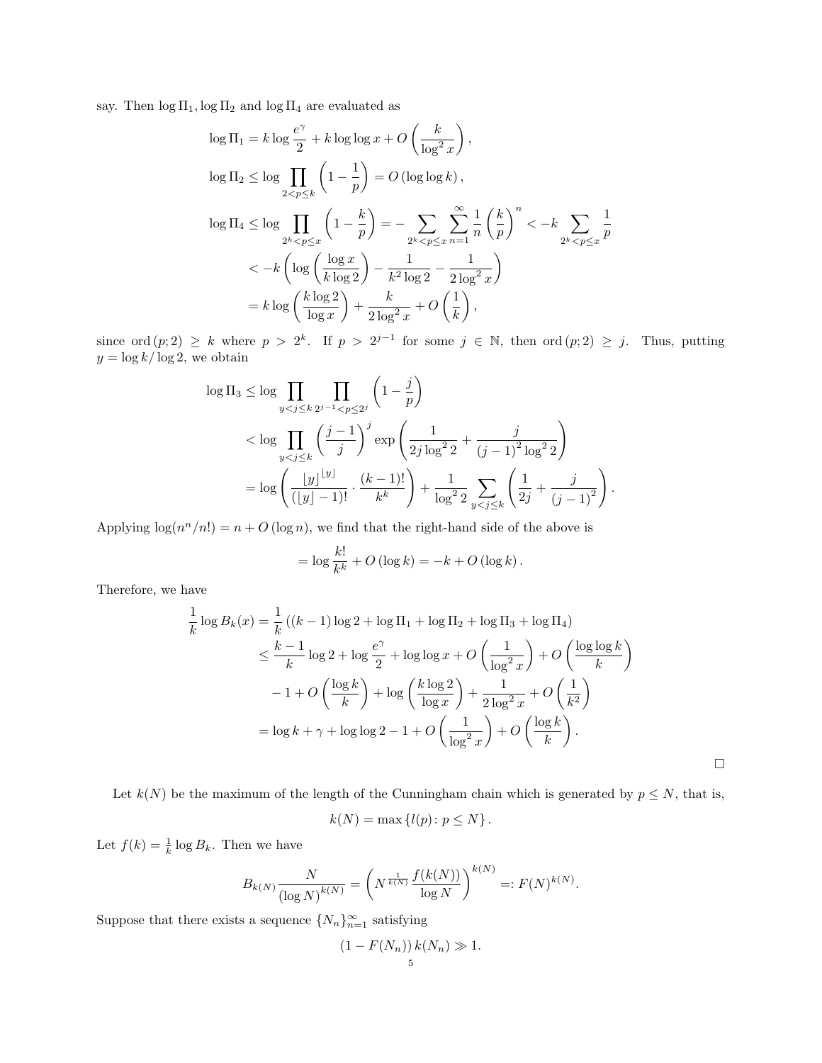say. Then $\log \Pi_1, \log \Pi_2$ and $\log \Pi_4$ are evaluated as

$$
\begin{aligned}
\log \Pi_1 &= k \log \frac{e^{\gamma}}{2} + k \log \log x + O\left(\frac{k}{\log^2 x}\right), \\
\log \Pi_2 &\leq \log \prod_{2<p\leq k} \left(1 - \frac{1}{p}\right) = O\left(\log \log k\right), \\
\log \Pi_4 &\leq \log \prod_{2^k<p\leq x} \left(1 - \frac{k}{p}\right) = -\sum_{2^k<p\leq x} \sum_{n=1}^{\infty} \frac{1}{n}\left(\frac{k}{p}\right)^n < -k \sum_{2^k<p\leq x} \frac{1}{p} \\
&< -k\left(\log\left(\frac{\log x}{k \log 2}\right) - \frac{1}{k^2 \log 2} - \frac{1}{2\log^2 x}\right) \\
&= k \log\left(\frac{k \log 2}{\log x}\right) + \frac{k}{2\log^2 x} + O\left(\frac{1}{k}\right),
\end{aligned}
$$

since $\operatorname{ord}(p;2) \geq k$ where $p > 2^k$. If $p > 2^{j-1}$ for some $j \in \mathbb{N}$, then $\operatorname{ord}(p;2) \geq j$. Thus, putting $y = \log k / \log 2$, we obtain

$$
\begin{aligned}
\log \Pi_3 &\leq \log \prod_{y<j\leq k} \prod_{2^{j-1}<p\leq 2^j} \left(1 - \frac{j}{p}\right) \\
&< \log \prod_{y<j\leq k} \left(\frac{j-1}{j}\right)^j \exp\left(\frac{1}{2j\log^2 2} + \frac{j}{(j-1)^2 \log^2 2}\right) \\
&= \log\left(\frac{\lfloor y \rfloor^{\lfloor y \rfloor}}{(\lfloor y \rfloor - 1)!} \cdot \frac{(k-1)!}{k^k}\right) + \frac{1}{\log^2 2} \sum_{y<j\leq k} \left(\frac{1}{2j} + \frac{j}{(j-1)^2}\right).
\end{aligned}
$$

Applying $\log(n^n/n!) = n + O(\log n)$, we find that the right-hand side of the above is

$$
= \log \frac{k!}{k^k} + O\left(\log k\right) = -k + O\left(\log k\right).
$$

Therefore, we have

$$
\begin{aligned}
\frac{1}{k} \log B_k(x) &= \frac{1}{k}\left((k-1)\log 2 + \log \Pi_1 + \log \Pi_2 + \log \Pi_3 + \log \Pi_4\right) \\
&\leq \frac{k-1}{k} \log 2 + \log \frac{e^{\gamma}}{2} + \log \log x + O\left(\frac{1}{\log^2 x}\right) + O\left(\frac{\log \log k}{k}\right) \\
&\quad - 1 + O\left(\frac{\log k}{k}\right) + \log\left(\frac{k \log 2}{\log x}\right) + \frac{1}{2\log^2 x} + O\left(\frac{1}{k^2}\right) \\
&= \log k + \gamma + \log \log 2 - 1 + O\left(\frac{1}{\log^2 x}\right) + O\left(\frac{\log k}{k}\right).
\end{aligned}
$$

□

Let $k(N)$ be the maximum of the length of the Cunningham chain which is generated by $p \leq N$, that is,

$$
k(N) = \max\left\{l(p) \colon p \leq N\right\}.
$$

Let $f(k) = \frac{1}{k} \log B_k$. Then we have

$$
B_{k(N)} \frac{N}{(\log N)^{k(N)}} = \left(N^{\frac{1}{k(N)}} \frac{f(k(N))}{\log N}\right)^{k(N)} =: F(N)^{k(N)}.
$$

Suppose that there exists a sequence $\{N_n\}_{n=1}^{\infty}$ satisfying

$$
\left(1 - F(N_n)\right) k(N_n) \gg 1.
$$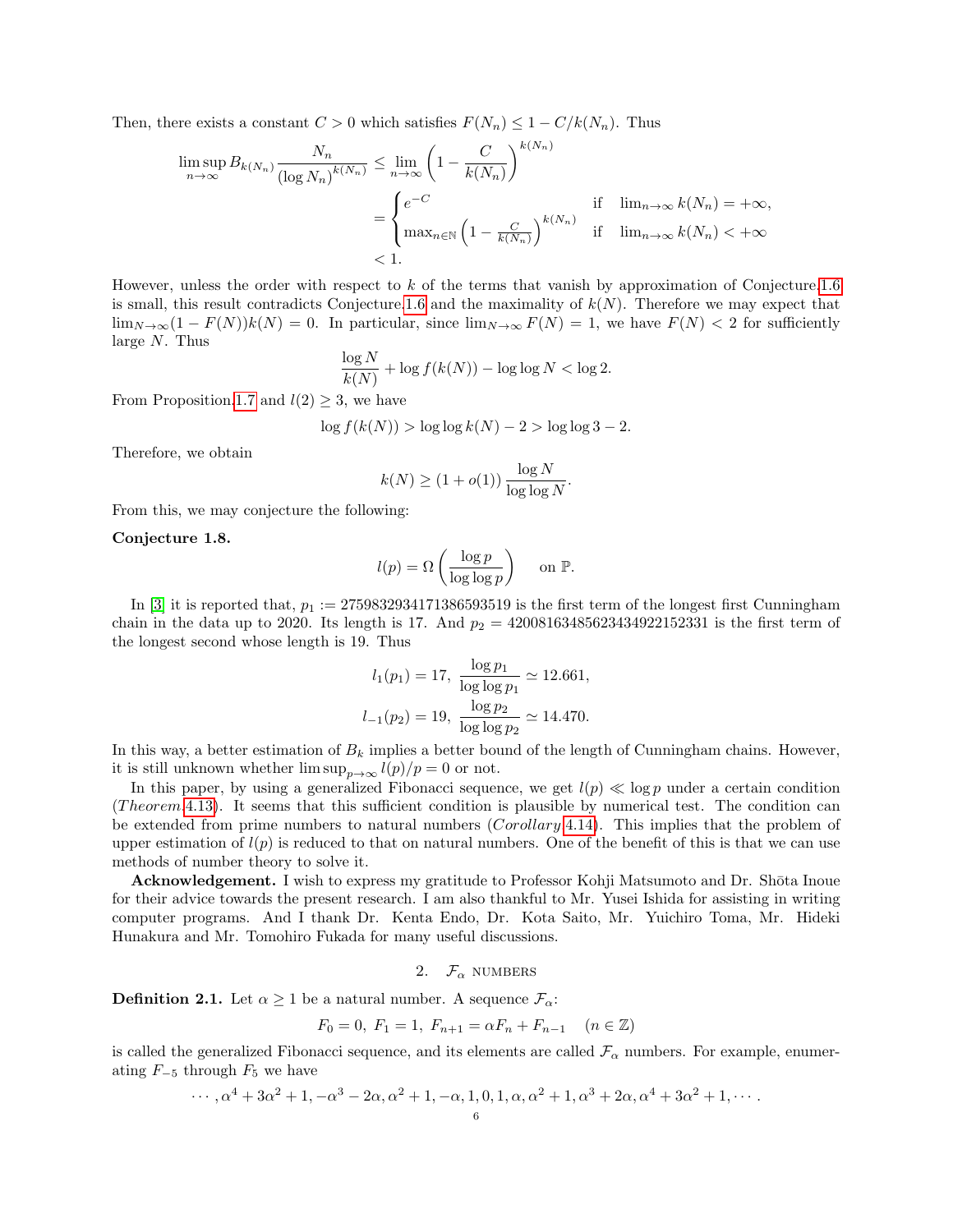Then, there exists a constant $C > 0$ which satisfies $F(N_n) \leq 1 - C/k(N_n)$. Thus

$$
\begin{aligned}
\limsup_{n\to\infty} B_{k(N_n)} \frac{N_n}{(\log N_n)^{k(N_n)}} &\leq \lim_{n\to\infty} \left(1 - \frac{C}{k(N_n)}\right)^{k(N_n)} \\
&= \begin{cases} e^{-C} & \text{if} \quad \lim_{n\to\infty} k(N_n) = +\infty, \\ \max_{n\in\mathbb{N}} \left(1 - \frac{C}{k(N_n)}\right)^{k(N_n)} & \text{if} \quad \lim_{n\to\infty} k(N_n) < +\infty \end{cases} \\
&< 1.
\end{aligned}
$$

However, unless the order with respect to $k$ of the terms that vanish by approximation of Conjecture 1.6 is small, this result contradicts Conjecture 1.6 and the maximality of $k(N)$. Therefore we may expect that $\lim_{N\to\infty}(1 - F(N))k(N) = 0$. In particular, since $\lim_{N\to\infty} F(N) = 1$, we have $F(N) < 2$ for sufficiently large $N$. Thus

$$
\frac{\log N}{k(N)} + \log f(k(N)) - \log\log N < \log 2.
$$

From Proposition 1.7 and $l(2) \geq 3$, we have

$$
\log f(k(N)) > \log\log k(N) - 2 > \log\log 3 - 2.
$$

Therefore, we obtain

$$
k(N) \geq (1 + o(1)) \frac{\log N}{\log\log N}.
$$

From this, we may conjecture the following:

**Conjecture 1.8.**

$$
l(p) = \Omega\left(\frac{\log p}{\log\log p}\right) \quad \text{on } \mathbb{P}.
$$

In [3] it is reported that, $p_1 := 2759832934171386593519$ is the first term of the longest first Cunningham chain in the data up to 2020. Its length is 17. And $p_2 = 42008163485623434922152331$ is the first term of the longest second whose length is 19. Thus

$$
l_1(p_1) = 17,\ \frac{\log p_1}{\log\log p_1} \simeq 12.661,
$$

$$
l_{-1}(p_2) = 19,\ \frac{\log p_2}{\log\log p_2} \simeq 14.470.
$$

In this way, a better estimation of $B_k$ implies a better bound of the length of Cunningham chains. However, it is still unknown whether $\limsup_{p\to\infty} l(p)/p = 0$ or not.

In this paper, by using a generalized Fibonacci sequence, we get $l(p) \ll \log p$ under a certain condition (*Theorem* 4.13). It seems that this sufficient condition is plausible by numerical test. The condition can be extended from prime numbers to natural numbers (*Corollary* 4.14). This implies that the problem of upper estimation of $l(p)$ is reduced to that on natural numbers. One of the benefit of this is that we can use methods of number theory to solve it.

**Acknowledgement.** I wish to express my gratitude to Professor Kohji Matsumoto and Dr. Shōta Inoue for their advice towards the present research. I am also thankful to Mr. Yusei Ishida for assisting in writing computer programs. And I thank Dr. Kenta Endo, Dr. Kota Saito, Mr. Yuichiro Toma, Mr. Hideki Hunakura and Mr. Tomohiro Fukada for many useful discussions.

## 2. $\mathcal{F}_\alpha$ numbers

**Definition 2.1.** Let $\alpha \geq 1$ be a natural number. A sequence $\mathcal{F}_\alpha$:

$$
F_0 = 0,\ F_1 = 1,\ F_{n+1} = \alpha F_n + F_{n-1} \quad (n \in \mathbb{Z})
$$

is called the generalized Fibonacci sequence, and its elements are called $\mathcal{F}_\alpha$ numbers. For example, enumerating $F_{-5}$ through $F_5$ we have

$$
\cdots, \alpha^4 + 3\alpha^2 + 1, -\alpha^3 - 2\alpha, \alpha^2 + 1, -\alpha, 1, 0, 1, \alpha, \alpha^2 + 1, \alpha^3 + 2\alpha, \alpha^4 + 3\alpha^2 + 1, \cdots.
$$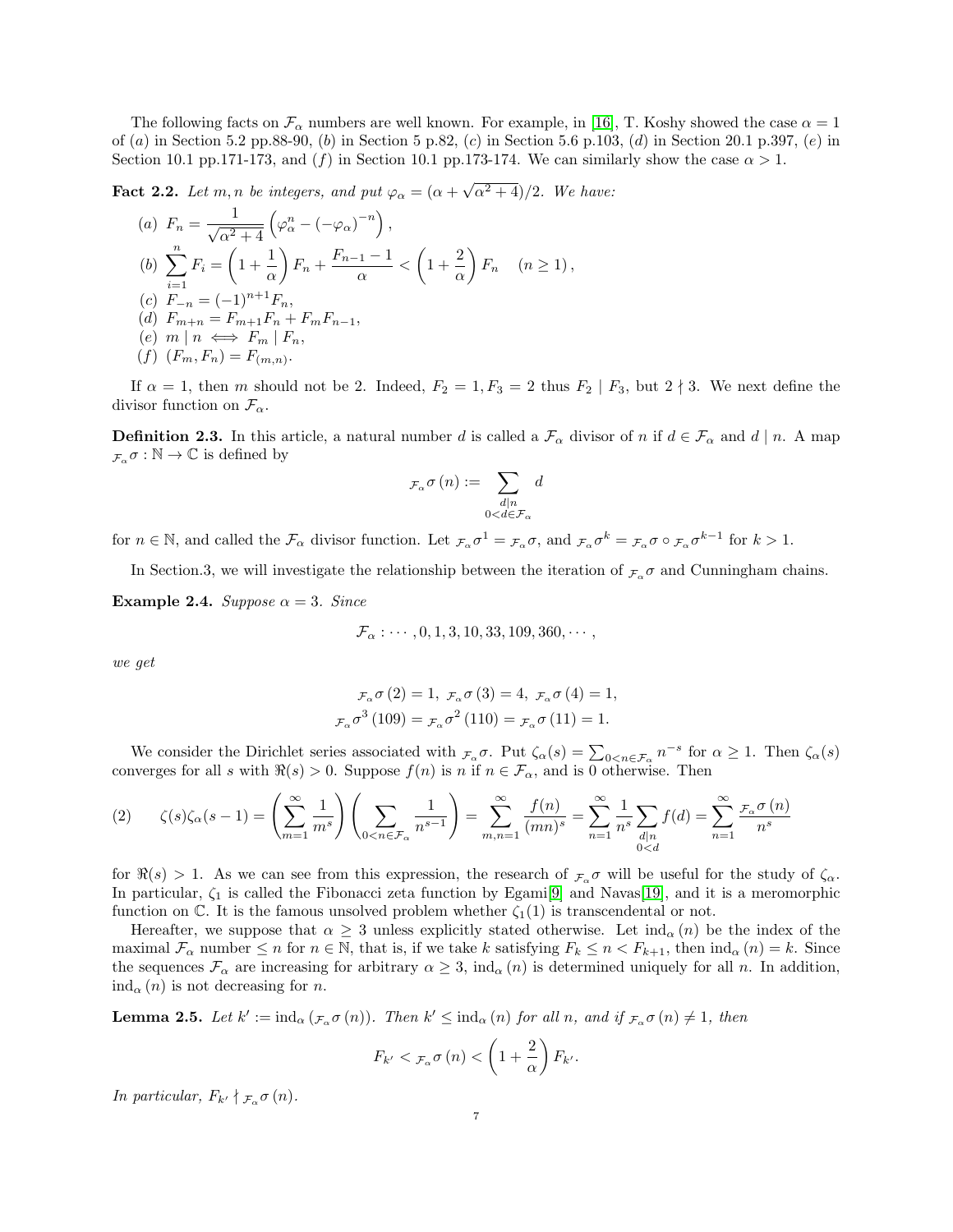The following facts on $\mathcal{F}_\alpha$ numbers are well known. For example, in [16], T. Koshy showed the case $\alpha = 1$ of $(a)$ in Section 5.2 pp.88-90, $(b)$ in Section 5 p.82, $(c)$ in Section 5.6 p.103, $(d)$ in Section 20.1 p.397, $(e)$ in Section 10.1 pp.171-173, and $(f)$ in Section 10.1 pp.173-174. We can similarly show the case $\alpha > 1$.

**Fact 2.2.** *Let $m, n$ be integers, and put $\varphi_\alpha = (\alpha + \sqrt{\alpha^2 + 4})/2$. We have:*

$(a)$ $F_n = \dfrac{1}{\sqrt{\alpha^2+4}}\left(\varphi_\alpha^n - (-\varphi_\alpha)^{-n}\right),$

$(b)$ $\displaystyle\sum_{i=1}^{n} F_i = \left(1 + \frac{1}{\alpha}\right) F_n + \frac{F_{n-1} - 1}{\alpha} < \left(1 + \frac{2}{\alpha}\right) F_n \quad (n \geq 1),$

$(c)$ $F_{-n} = (-1)^{n+1} F_n,$

$(d)$ $F_{m+n} = F_{m+1} F_n + F_m F_{n-1},$

$(e)$ $m \mid n \iff F_m \mid F_n,$

$(f)$ $(F_m, F_n) = F_{(m,n)}.$

If $\alpha = 1$, then $m$ should not be 2. Indeed, $F_2 = 1, F_3 = 2$ thus $F_2 \mid F_3$, but $2 \nmid 3$. We next define the divisor function on $\mathcal{F}_\alpha$.

**Definition 2.3.** In this article, a natural number $d$ is called a $\mathcal{F}_\alpha$ divisor of $n$ if $d \in \mathcal{F}_\alpha$ and $d \mid n$. A map ${}_{\mathcal{F}_\alpha}\sigma : \mathbb{N} \to \mathbb{C}$ is defined by

$$
{}_{\mathcal{F}_\alpha}\sigma\left(n\right) := \sum_{\substack{d \mid n \\ 0 < d \in \mathcal{F}_\alpha}} d
$$

for $n \in \mathbb{N}$, and called the $\mathcal{F}_\alpha$ divisor function. Let ${}_{\mathcal{F}_\alpha}\sigma^1 = {}_{\mathcal{F}_\alpha}\sigma$, and ${}_{\mathcal{F}_\alpha}\sigma^k = {}_{\mathcal{F}_\alpha}\sigma \circ {}_{\mathcal{F}_\alpha}\sigma^{k-1}$ for $k > 1$.

In Section.3, we will investigate the relationship between the iteration of ${}_{\mathcal{F}_\alpha}\sigma$ and Cunningham chains.

**Example 2.4.** *Suppose $\alpha = 3$. Since*

$$
\mathcal{F}_\alpha : \cdots, 0, 1, 3, 10, 33, 109, 360, \cdots,
$$

*we get*

$$
{}_{\mathcal{F}_\alpha}\sigma\left(2\right) = 1,\ {}_{\mathcal{F}_\alpha}\sigma\left(3\right) = 4,\ {}_{\mathcal{F}_\alpha}\sigma\left(4\right) = 1,
$$
$$
{}_{\mathcal{F}_\alpha}\sigma^3\left(109\right) = {}_{\mathcal{F}_\alpha}\sigma^2\left(110\right) = {}_{\mathcal{F}_\alpha}\sigma\left(11\right) = 1.
$$

We consider the Dirichlet series associated with ${}_{\mathcal{F}_\alpha}\sigma$. Put $\zeta_\alpha(s) = \sum_{0<n\in\mathcal{F}_\alpha} n^{-s}$ for $\alpha \geq 1$. Then $\zeta_\alpha(s)$ converges for all $s$ with $\Re(s) > 0$. Suppose $f(n)$ is $n$ if $n \in \mathcal{F}_\alpha$, and is 0 otherwise. Then

$$
(2) \qquad \zeta(s)\zeta_\alpha(s-1) = \left(\sum_{m=1}^{\infty} \frac{1}{m^s}\right)\left(\sum_{0<n\in\mathcal{F}_\alpha} \frac{1}{n^{s-1}}\right) = \sum_{m,n=1}^{\infty} \frac{f(n)}{(mn)^s} = \sum_{n=1}^{\infty} \frac{1}{n^s} \sum_{\substack{d \mid n \\ 0<d}} f(d) = \sum_{n=1}^{\infty} \frac{{}_{\mathcal{F}_\alpha}\sigma\left(n\right)}{n^s}
$$

for $\Re(s) > 1$. As we can see from this expression, the research of ${}_{\mathcal{F}_\alpha}\sigma$ will be useful for the study of $\zeta_\alpha$. In particular, $\zeta_1$ is called the Fibonacci zeta function by Egami[9] and Navas[19], and it is a meromorphic function on $\mathbb{C}$. It is the famous unsolved problem whether $\zeta_1(1)$ is transcendental or not.

Hereafter, we suppose that $\alpha \geq 3$ unless explicitly stated otherwise. Let $\mathrm{ind}_\alpha\left(n\right)$ be the index of the maximal $\mathcal{F}_\alpha$ number $\leq n$ for $n \in \mathbb{N}$, that is, if we take $k$ satisfying $F_k \leq n < F_{k+1}$, then $\mathrm{ind}_\alpha\left(n\right) = k$. Since the sequences $\mathcal{F}_\alpha$ are increasing for arbitrary $\alpha \geq 3$, $\mathrm{ind}_\alpha\left(n\right)$ is determined uniquely for all $n$. In addition, $\mathrm{ind}_\alpha\left(n\right)$ is not decreasing for $n$.

**Lemma 2.5.** *Let $k' := \mathrm{ind}_\alpha\left({}_{\mathcal{F}_\alpha}\sigma\left(n\right)\right)$. Then $k' \leq \mathrm{ind}_\alpha\left(n\right)$ for all $n$, and if ${}_{\mathcal{F}_\alpha}\sigma\left(n\right) \neq 1$, then*

$$
F_{k'} < {}_{\mathcal{F}_\alpha}\sigma\left(n\right) < \left(1 + \frac{2}{\alpha}\right) F_{k'}.
$$

*In particular, $F_{k'} \nmid {}_{\mathcal{F}_\alpha}\sigma\left(n\right)$.*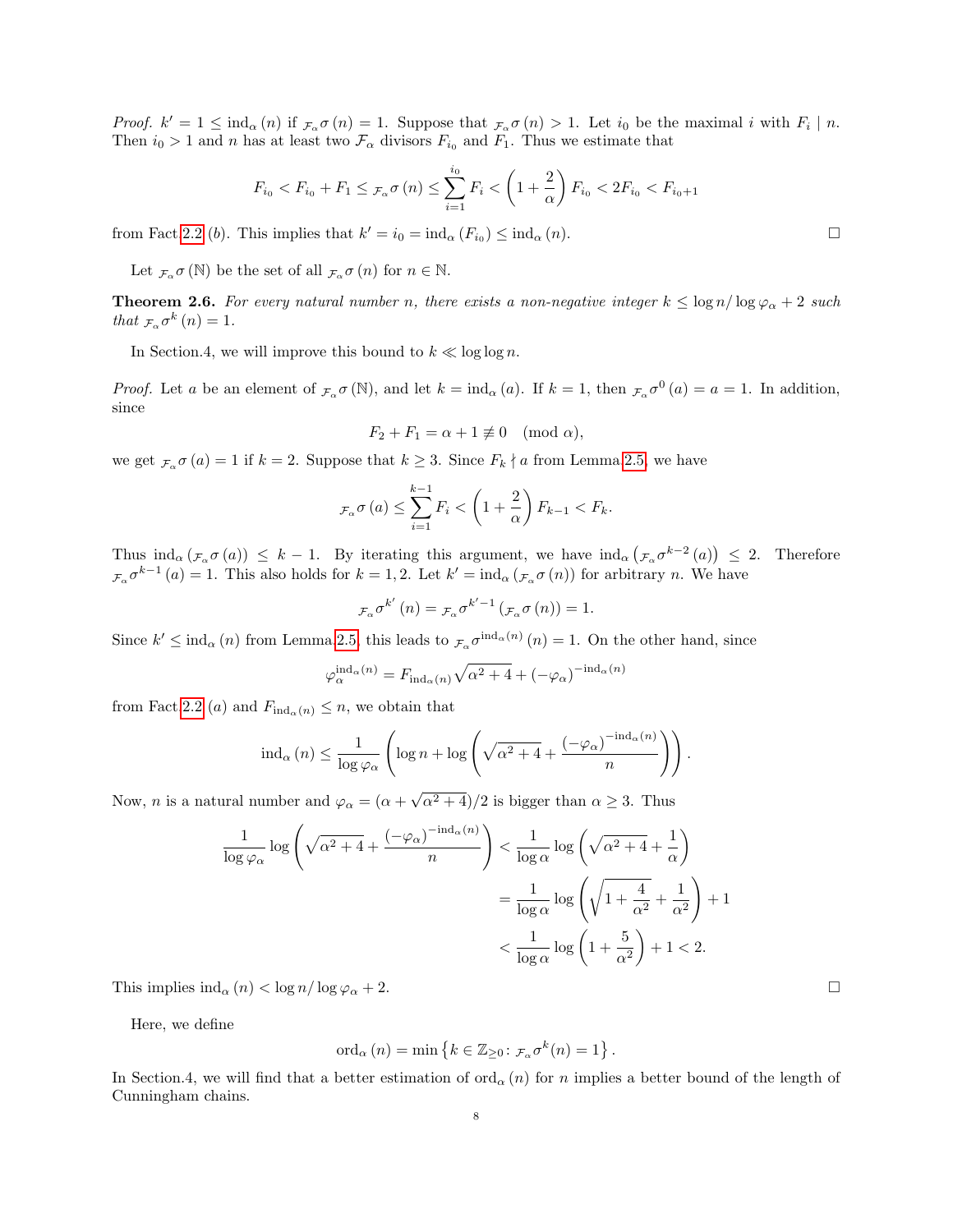*Proof.* $k' = 1 \le \mathrm{ind}_\alpha(n)$ if ${}_{\mathcal{F}_\alpha}\sigma(n) = 1$. Suppose that ${}_{\mathcal{F}_\alpha}\sigma(n) > 1$. Let $i_0$ be the maximal $i$ with $F_i \mid n$. Then $i_0 > 1$ and $n$ has at least two $\mathcal{F}_\alpha$ divisors $F_{i_0}$ and $F_1$. Thus we estimate that

$$F_{i_0} < F_{i_0} + F_1 \le {}_{\mathcal{F}_\alpha}\sigma(n) \le \sum_{i=1}^{i_0} F_i < \left(1 + \frac{2}{\alpha}\right) F_{i_0} < 2F_{i_0} < F_{i_0+1}$$

from Fact 2.2 (b). This implies that $k' = i_0 = \mathrm{ind}_\alpha(F_{i_0}) \le \mathrm{ind}_\alpha(n)$. ☐

Let ${}_{\mathcal{F}_\alpha}\sigma(\mathbb{N})$ be the set of all ${}_{\mathcal{F}_\alpha}\sigma(n)$ for $n \in \mathbb{N}$.

**Theorem 2.6.** *For every natural number $n$, there exists a non-negative integer $k \le \log n / \log \varphi_\alpha + 2$ such that ${}_{\mathcal{F}_\alpha}\sigma^k(n) = 1$.*

In Section.4, we will improve this bound to $k \ll \log\log n$.

*Proof.* Let $a$ be an element of ${}_{\mathcal{F}_\alpha}\sigma(\mathbb{N})$, and let $k = \mathrm{ind}_\alpha(a)$. If $k = 1$, then ${}_{\mathcal{F}_\alpha}\sigma^0(a) = a = 1$. In addition, since

$$F_2 + F_1 = \alpha + 1 \not\equiv 0 \pmod{\alpha},$$

we get ${}_{\mathcal{F}_\alpha}\sigma(a) = 1$ if $k = 2$. Suppose that $k \ge 3$. Since $F_k \nmid a$ from Lemma 2.5, we have

$${}_{\mathcal{F}_\alpha}\sigma(a) \le \sum_{i=1}^{k-1} F_i < \left(1 + \frac{2}{\alpha}\right) F_{k-1} < F_k.$$

Thus $\mathrm{ind}_\alpha({}_{\mathcal{F}_\alpha}\sigma(a)) \le k - 1$. By iterating this argument, we have $\mathrm{ind}_\alpha\left({}_{\mathcal{F}_\alpha}\sigma^{k-2}(a)\right) \le 2$. Therefore ${}_{\mathcal{F}_\alpha}\sigma^{k-1}(a) = 1$. This also holds for $k = 1, 2$. Let $k' = \mathrm{ind}_\alpha({}_{\mathcal{F}_\alpha}\sigma(n))$ for arbitrary $n$. We have

$${}_{\mathcal{F}_\alpha}\sigma^{k'}(n) = {}_{\mathcal{F}_\alpha}\sigma^{k'-1}({}_{\mathcal{F}_\alpha}\sigma(n)) = 1.$$

Since $k' \le \mathrm{ind}_\alpha(n)$ from Lemma 2.5, this leads to ${}_{\mathcal{F}_\alpha}\sigma^{\mathrm{ind}_\alpha(n)}(n) = 1$. On the other hand, since

$$\varphi_\alpha^{\mathrm{ind}_\alpha(n)} = F_{\mathrm{ind}_\alpha(n)}\sqrt{\alpha^2+4} + (-\varphi_\alpha)^{-\mathrm{ind}_\alpha(n)}$$

from Fact 2.2 (a) and $F_{\mathrm{ind}_\alpha(n)} \le n$, we obtain that

$$\mathrm{ind}_\alpha(n) \le \frac{1}{\log \varphi_\alpha}\left(\log n + \log\left(\sqrt{\alpha^2+4} + \frac{(-\varphi_\alpha)^{-\mathrm{ind}_\alpha(n)}}{n}\right)\right).$$

Now, $n$ is a natural number and $\varphi_\alpha = (\alpha + \sqrt{\alpha^2+4})/2$ is bigger than $\alpha \ge 3$. Thus

$$\begin{aligned}
\frac{1}{\log \varphi_\alpha}\log\left(\sqrt{\alpha^2+4} + \frac{(-\varphi_\alpha)^{-\mathrm{ind}_\alpha(n)}}{n}\right) &< \frac{1}{\log \alpha}\log\left(\sqrt{\alpha^2+4} + \frac{1}{\alpha}\right) \\
&= \frac{1}{\log \alpha}\log\left(\sqrt{1 + \frac{4}{\alpha^2}} + \frac{1}{\alpha^2}\right) + 1 \\
&< \frac{1}{\log \alpha}\log\left(1 + \frac{5}{\alpha^2}\right) + 1 < 2.
\end{aligned}$$

This implies $\mathrm{ind}_\alpha(n) < \log n / \log \varphi_\alpha + 2$. ☐

Here, we define

$$\mathrm{ord}_\alpha(n) = \min\left\{k \in \mathbb{Z}_{\ge 0} : {}_{\mathcal{F}_\alpha}\sigma^k(n) = 1\right\}.$$

In Section.4, we will find that a better estimation of $\mathrm{ord}_\alpha(n)$ for $n$ implies a better bound of the length of Cunningham chains.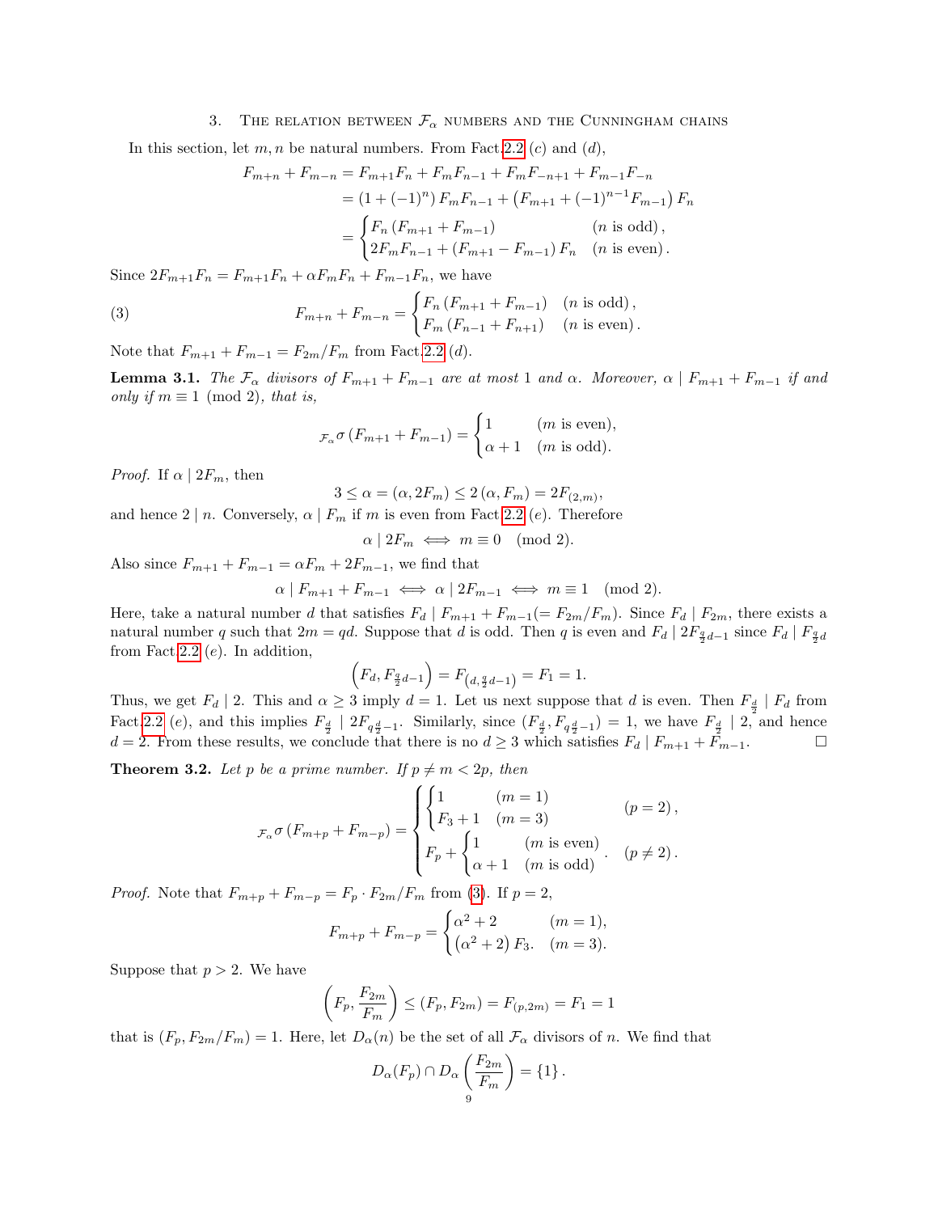## 3. The relation between $\mathcal{F}_\alpha$ numbers and the Cunningham chains

In this section, let $m, n$ be natural numbers. From Fact 2.2 $(c)$ and $(d)$,

$$\begin{aligned}
F_{m+n} + F_{m-n} &= F_{m+1}F_n + F_mF_{n-1} + F_mF_{-n+1} + F_{m-1}F_{-n} \\
&= \left(1 + (-1)^n\right) F_mF_{n-1} + \left(F_{m+1} + (-1)^{n-1}F_{m-1}\right) F_n \\
&= \begin{cases} F_n\left(F_{m+1} + F_{m-1}\right) & (n \text{ is odd}), \\ 2F_mF_{n-1} + \left(F_{m+1} - F_{m-1}\right) F_n & (n \text{ is even}). \end{cases}
\end{aligned}$$

Since $2F_{m+1}F_n = F_{m+1}F_n + \alpha F_mF_n + F_{m-1}F_n$, we have

$$F_{m+n} + F_{m-n} = \begin{cases} F_n\left(F_{m+1} + F_{m-1}\right) & (n \text{ is odd}), \\ F_m\left(F_{n-1} + F_{n+1}\right) & (n \text{ is even}). \end{cases} \tag{3}$$

Note that $F_{m+1} + F_{m-1} = F_{2m}/F_m$ from Fact 2.2 $(d)$.

**Lemma 3.1.** *The $\mathcal{F}_\alpha$ divisors of $F_{m+1} + F_{m-1}$ are at most $1$ and $\alpha$. Moreover, $\alpha \mid F_{m+1} + F_{m-1}$ if and only if $m \equiv 1 \pmod 2$, that is,*

$$_{\mathcal{F}_\alpha}\sigma\left(F_{m+1} + F_{m-1}\right) = \begin{cases} 1 & (m \text{ is even}), \\ \alpha + 1 & (m \text{ is odd}). \end{cases}$$

*Proof.* If $\alpha \mid 2F_m$, then

$$3 \leq \alpha = (\alpha, 2F_m) \leq 2\left(\alpha, F_m\right) = 2F_{(2,m)},$$

and hence $2 \mid n$. Conversely, $\alpha \mid F_m$ if $m$ is even from Fact 2.2 $(e)$. Therefore

$$\alpha \mid 2F_m \iff m \equiv 0 \pmod 2.$$

Also since $F_{m+1} + F_{m-1} = \alpha F_m + 2F_{m-1}$, we find that

$$\alpha \mid F_{m+1} + F_{m-1} \iff \alpha \mid 2F_{m-1} \iff m \equiv 1 \pmod 2.$$

Here, take a natural number $d$ that satisfies $F_d \mid F_{m+1} + F_{m-1} (= F_{2m}/F_m)$. Since $F_d \mid F_{2m}$, there exists a natural number $q$ such that $2m = qd$. Suppose that $d$ is odd. Then $q$ is even and $F_d \mid 2F_{\frac{q}{2}d-1}$ since $F_d \mid F_{\frac{q}{2}d}$ from Fact 2.2 $(e)$. In addition,

$$\left(F_d, F_{\frac{q}{2}d-1}\right) = F_{\left(d, \frac{q}{2}d-1\right)} = F_1 = 1.$$

Thus, we get $F_d \mid 2$. This and $\alpha \geq 3$ imply $d = 1$. Let us next suppose that $d$ is even. Then $F_{\frac{d}{2}} \mid F_d$ from Fact 2.2 $(e)$, and this implies $F_{\frac{d}{2}} \mid 2F_{q\frac{d}{2}-1}$. Similarly, since $(F_{\frac{d}{2}}, F_{q\frac{d}{2}-1}) = 1$, we have $F_{\frac{d}{2}} \mid 2$, and hence $d = 2$. From these results, we conclude that there is no $d \geq 3$ which satisfies $F_d \mid F_{m+1} + F_{m-1}$. $\square$

**Theorem 3.2.** *Let $p$ be a prime number. If $p \neq m < 2p$, then*

$$_{\mathcal{F}_\alpha}\sigma\left(F_{m+p} + F_{m-p}\right) = \begin{cases} \begin{cases} 1 & (m = 1) \\ F_3 + 1 & (m = 3) \end{cases} & (p = 2), \\ F_p + \begin{cases} 1 & (m \text{ is even}) \\ \alpha + 1 & (m \text{ is odd}) \end{cases}. & (p \neq 2). \end{cases}$$

*Proof.* Note that $F_{m+p} + F_{m-p} = F_p \cdot F_{2m}/F_m$ from (3). If $p = 2$,

$$F_{m+p} + F_{m-p} = \begin{cases} \alpha^2 + 2 & (m = 1), \\ \left(\alpha^2 + 2\right) F_3. & (m = 3). \end{cases}$$

Suppose that $p > 2$. We have

$$\left(F_p, \frac{F_{2m}}{F_m}\right) \leq \left(F_p, F_{2m}\right) = F_{(p,2m)} = F_1 = 1$$

that is $(F_p, F_{2m}/F_m) = 1$. Here, let $D_\alpha(n)$ be the set of all $\mathcal{F}_\alpha$ divisors of $n$. We find that

$$D_\alpha(F_p) \cap D_\alpha\left(\frac{F_{2m}}{F_m}\right) = \{1\}.$$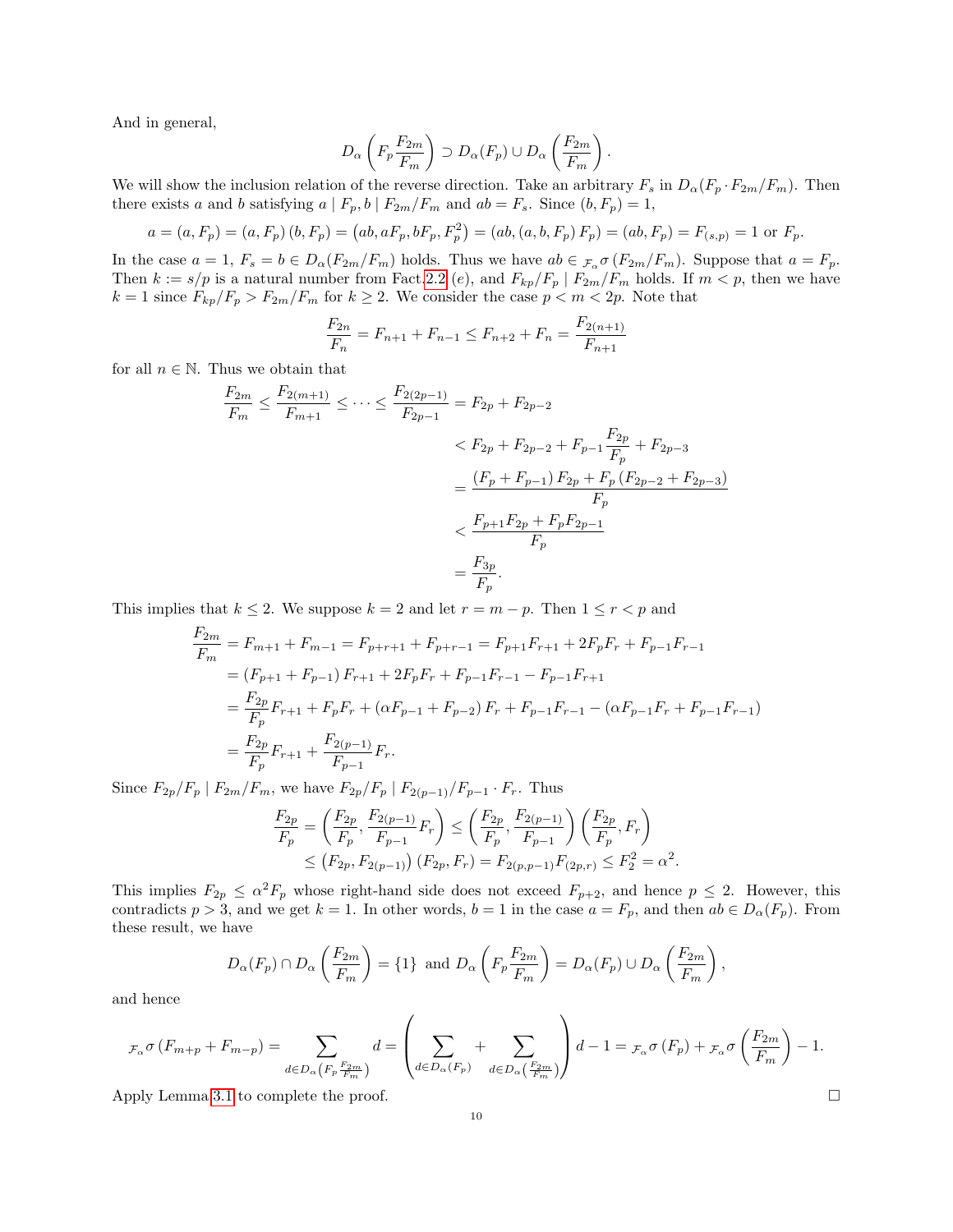And in general,

$$D_\alpha\left(F_p \frac{F_{2m}}{F_m}\right) \supset D_\alpha(F_p) \cup D_\alpha\left(\frac{F_{2m}}{F_m}\right).$$

We will show the inclusion relation of the reverse direction. Take an arbitrary $F_s$ in $D_\alpha(F_p \cdot F_{2m}/F_m)$. Then there exists $a$ and $b$ satisfying $a \mid F_p, b \mid F_{2m}/F_m$ and $ab = F_s$. Since $(b, F_p) = 1$,

$$a = (a, F_p) = (a, F_p)(b, F_p) = \left(ab, aF_p, bF_p, F_p^2\right) = \left(ab, (a, b, F_p) F_p\right) = (ab, F_p) = F_{(s,p)} = 1 \text{ or } F_p.$$

In the case $a = 1$, $F_s = b \in D_\alpha(F_{2m}/F_m)$ holds. Thus we have $ab \in {}_{\mathcal{F}_\alpha}\sigma\left(F_{2m}/F_m\right)$. Suppose that $a = F_p$. Then $k := s/p$ is a natural number from Fact 2.2 (e), and $F_{kp}/F_p \mid F_{2m}/F_m$ holds. If $m < p$, then we have $k = 1$ since $F_{kp}/F_p > F_{2m}/F_m$ for $k \geq 2$. We consider the case $p < m < 2p$. Note that

$$\frac{F_{2n}}{F_n} = F_{n+1} + F_{n-1} \leq F_{n+2} + F_n = \frac{F_{2(n+1)}}{F_{n+1}}$$

for all $n \in \mathbb{N}$. Thus we obtain that

$$\begin{aligned}
\frac{F_{2m}}{F_m} \leq \frac{F_{2(m+1)}}{F_{m+1}} \leq \cdots \leq \frac{F_{2(2p-1)}}{F_{2p-1}} &= F_{2p} + F_{2p-2} \\
&< F_{2p} + F_{2p-2} + F_{p-1}\frac{F_{2p}}{F_p} + F_{2p-3} \\
&= \frac{\left(F_p + F_{p-1}\right) F_{2p} + F_p\left(F_{2p-2} + F_{2p-3}\right)}{F_p} \\
&< \frac{F_{p+1}F_{2p} + F_pF_{2p-1}}{F_p} \\
&= \frac{F_{3p}}{F_p}.
\end{aligned}$$

This implies that $k \leq 2$. We suppose $k = 2$ and let $r = m - p$. Then $1 \leq r < p$ and

$$\begin{aligned}
\frac{F_{2m}}{F_m} &= F_{m+1} + F_{m-1} = F_{p+r+1} + F_{p+r-1} = F_{p+1}F_{r+1} + 2F_pF_r + F_{p-1}F_{r-1} \\
&= \left(F_{p+1} + F_{p-1}\right) F_{r+1} + 2F_pF_r + F_{p-1}F_{r-1} - F_{p-1}F_{r+1} \\
&= \frac{F_{2p}}{F_p}F_{r+1} + F_pF_r + \left(\alpha F_{p-1} + F_{p-2}\right) F_r + F_{p-1}F_{r-1} - \left(\alpha F_{p-1}F_r + F_{p-1}F_{r-1}\right) \\
&= \frac{F_{2p}}{F_p}F_{r+1} + \frac{F_{2(p-1)}}{F_{p-1}}F_r.
\end{aligned}$$

Since $F_{2p}/F_p \mid F_{2m}/F_m$, we have $F_{2p}/F_p \mid F_{2(p-1)}/F_{p-1} \cdot F_r$. Thus

$$\begin{aligned}
\frac{F_{2p}}{F_p} &= \left(\frac{F_{2p}}{F_p}, \frac{F_{2(p-1)}}{F_{p-1}}F_r\right) \leq \left(\frac{F_{2p}}{F_p}, \frac{F_{2(p-1)}}{F_{p-1}}\right)\left(\frac{F_{2p}}{F_p}, F_r\right) \\
&\leq \left(F_{2p}, F_{2(p-1)}\right)\left(F_{2p}, F_r\right) = F_{2(p,p-1)}F_{(2p,r)} \leq F_2^2 = \alpha^2.
\end{aligned}$$

This implies $F_{2p} \leq \alpha^2 F_p$ whose right-hand side does not exceed $F_{p+2}$, and hence $p \leq 2$. However, this contradicts $p > 3$, and we get $k = 1$. In other words, $b = 1$ in the case $a = F_p$, and then $ab \in D_\alpha(F_p)$. From these result, we have

$$D_\alpha(F_p) \cap D_\alpha\left(\frac{F_{2m}}{F_m}\right) = \{1\} \text{ and } D_\alpha\left(F_p\frac{F_{2m}}{F_m}\right) = D_\alpha(F_p) \cup D_\alpha\left(\frac{F_{2m}}{F_m}\right),$$

and hence

$${}_{\mathcal{F}_\alpha}\sigma\left(F_{m+p} + F_{m-p}\right) = \sum_{d \in D_\alpha\left(F_p\frac{F_{2m}}{F_m}\right)} d = \left(\sum_{d \in D_\alpha(F_p)} + \sum_{d \in D_\alpha\left(\frac{F_{2m}}{F_m}\right)}\right) d - 1 = {}_{\mathcal{F}_\alpha}\sigma\left(F_p\right) + {}_{\mathcal{F}_\alpha}\sigma\left(\frac{F_{2m}}{F_m}\right) - 1.$$

Apply Lemma 3.1 to complete the proof. $\square$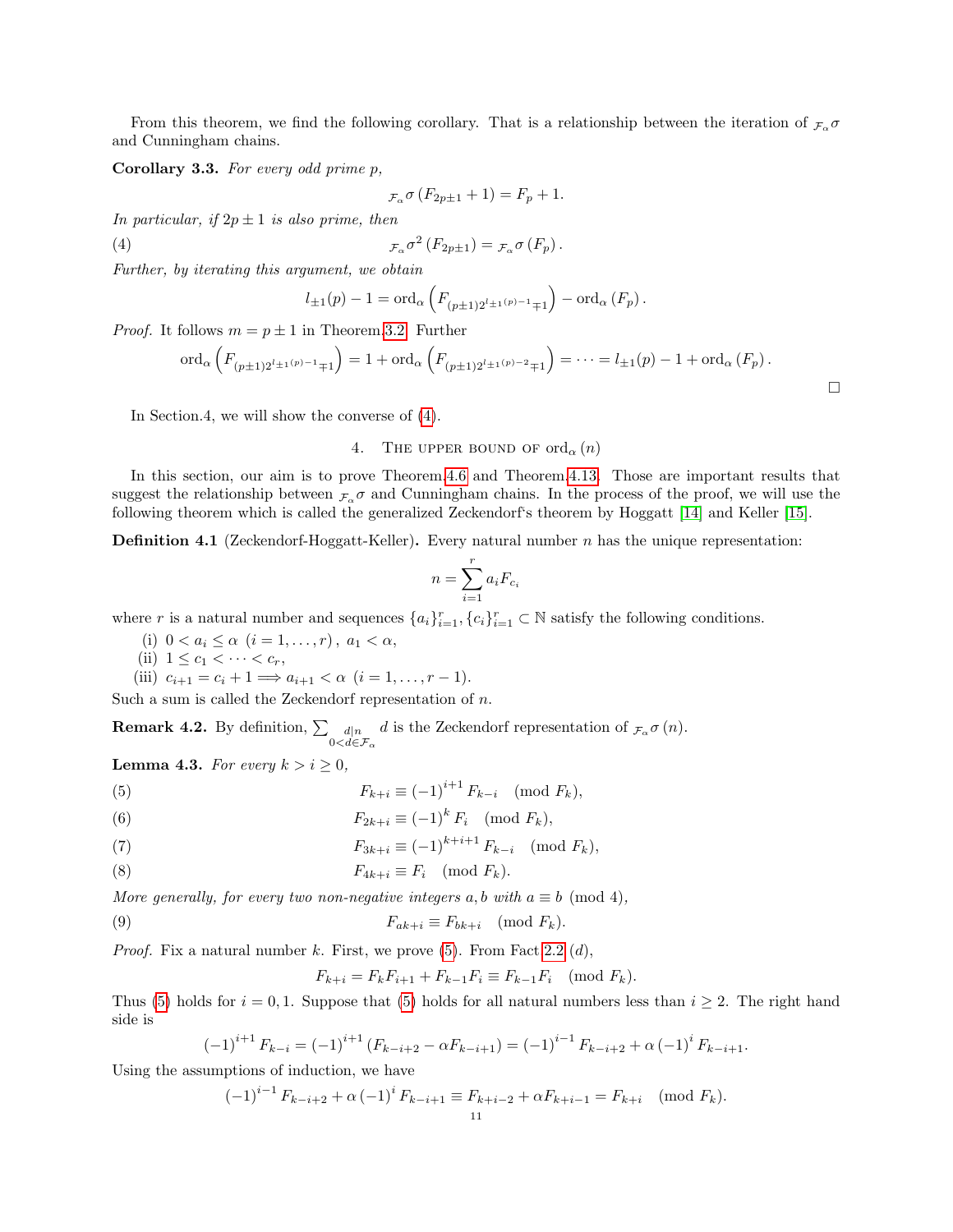From this theorem, we find the following corollary. That is a relationship between the iteration of ${}_{\mathcal{F}_\alpha}\sigma$ and Cunningham chains.

**Corollary 3.3.** *For every odd prime $p$,*

$$ {}_{\mathcal{F}_\alpha}\sigma\left(F_{2p\pm 1}+1\right) = F_p + 1. $$

*In particular, if $2p \pm 1$ is also prime, then*

$$ {}_{\mathcal{F}_\alpha}\sigma^2\left(F_{2p\pm 1}\right) = {}_{\mathcal{F}_\alpha}\sigma\left(F_p\right). \tag{4} $$

*Further, by iterating this argument, we obtain*

$$ l_{\pm 1}(p) - 1 = \operatorname{ord}_\alpha\left(F_{(p\pm 1)2^{l_{\pm 1}(p)-1}\mp 1}\right) - \operatorname{ord}_\alpha\left(F_p\right). $$

*Proof.* It follows $m = p \pm 1$ in Theorem.3.2. Further

$$ \operatorname{ord}_\alpha\left(F_{(p\pm 1)2^{l_{\pm 1}(p)-1}\mp 1}\right) = 1 + \operatorname{ord}_\alpha\left(F_{(p\pm 1)2^{l_{\pm 1}(p)-2}\mp 1}\right) = \cdots = l_{\pm 1}(p) - 1 + \operatorname{ord}_\alpha\left(F_p\right). $$

□

In Section.4, we will show the converse of (4).

## 4. The upper bound of $\operatorname{ord}_\alpha(n)$

In this section, our aim is to prove Theorem.4.6 and Theorem.4.13. Those are important results that suggest the relationship between ${}_{\mathcal{F}_\alpha}\sigma$ and Cunningham chains. In the process of the proof, we will use the following theorem which is called the generalized Zeckendorf's theorem by Hoggatt [14] and Keller [15].

**Definition 4.1** (Zeckendorf-Hoggatt-Keller)**.** Every natural number $n$ has the unique representation:

$$ n = \sum_{i=1}^{r} a_i F_{c_i} $$

where $r$ is a natural number and sequences $\{a_i\}_{i=1}^r, \{c_i\}_{i=1}^r \subset \mathbb{N}$ satisfy the following conditions.

- (i) $0 < a_i \leq \alpha \ (i = 1, \ldots, r), \ a_1 < \alpha$,
- (ii) $1 \leq c_1 < \cdots < c_r$,
- (iii) $c_{i+1} = c_i + 1 \Longrightarrow a_{i+1} < \alpha \ (i = 1, \ldots, r-1)$.

Such a sum is called the Zeckendorf representation of $n$.

**Remark 4.2.** By definition, $\sum_{\substack{d \mid n \\ 0<d\in\mathcal{F}_\alpha}} d$ is the Zeckendorf representation of ${}_{\mathcal{F}_\alpha}\sigma(n)$.

**Lemma 4.3.** *For every $k > i \geq 0$,*

$$ F_{k+i} \equiv (-1)^{i+1} F_{k-i} \pmod{F_k}, \tag{5} $$

$$ F_{2k+i} \equiv (-1)^{k} F_{i} \pmod{F_k}, \tag{6} $$

$$ F_{3k+i} \equiv (-1)^{k+i+1} F_{k-i} \pmod{F_k}, \tag{7} $$

$$ F_{4k+i} \equiv F_{i} \pmod{F_k}. \tag{8} $$

*More generally, for every two non-negative integers $a, b$ with $a \equiv b \pmod 4$,*

$$ F_{ak+i} \equiv F_{bk+i} \pmod{F_k}. \tag{9} $$

*Proof.* Fix a natural number $k$. First, we prove (5). From Fact 2.2 $(d)$,

$$ F_{k+i} = F_k F_{i+1} + F_{k-1} F_i \equiv F_{k-1} F_i \pmod{F_k}. $$

Thus (5) holds for $i = 0, 1$. Suppose that (5) holds for all natural numbers less than $i \geq 2$. The right hand side is

$$ (-1)^{i+1} F_{k-i} = (-1)^{i+1}\left(F_{k-i+2} - \alpha F_{k-i+1}\right) = (-1)^{i-1} F_{k-i+2} + \alpha (-1)^{i} F_{k-i+1}. $$

Using the assumptions of induction, we have

$$ (-1)^{i-1} F_{k-i+2} + \alpha (-1)^{i} F_{k-i+1} \equiv F_{k+i-2} + \alpha F_{k+i-1} = F_{k+i} \pmod{F_k}. $$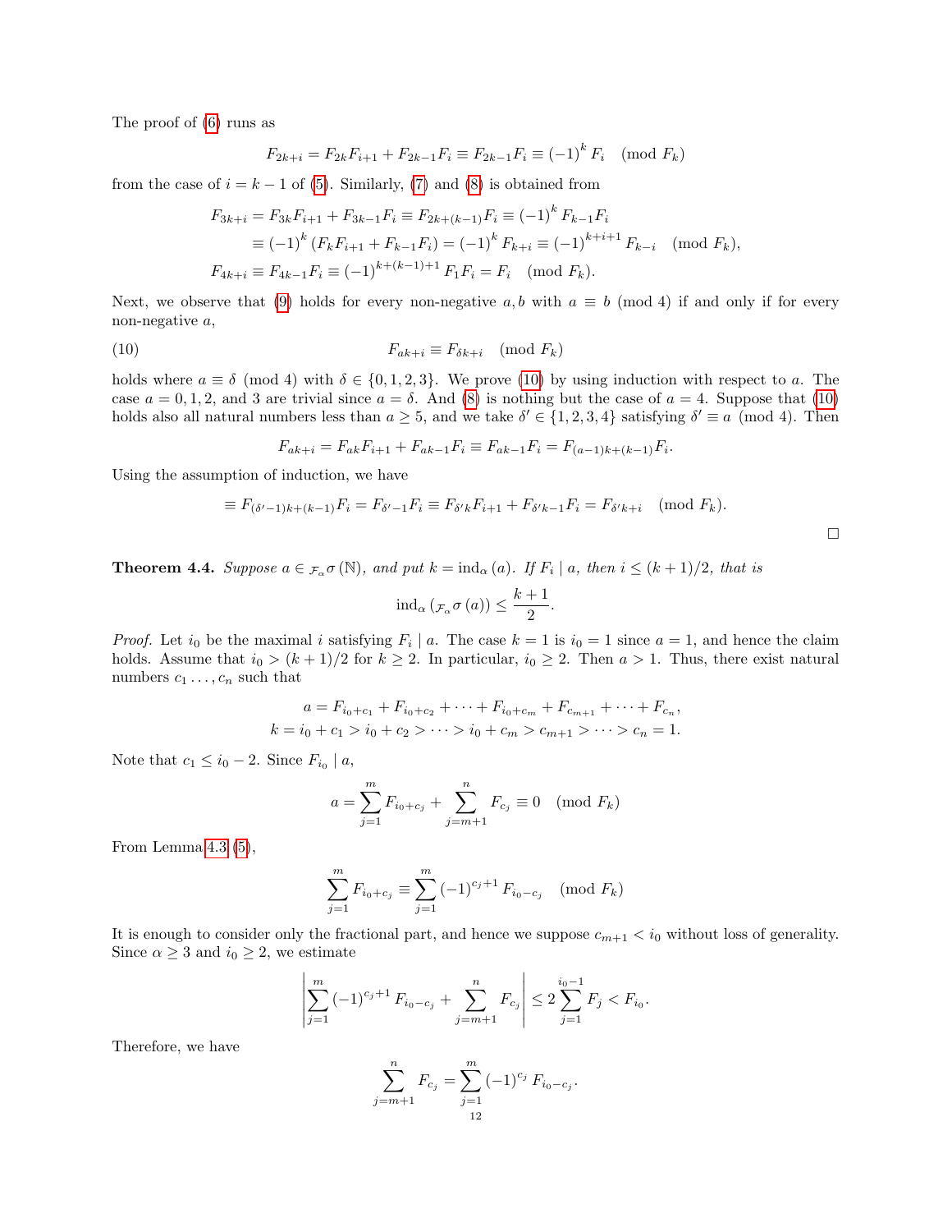The proof of (6) runs as

$$F_{2k+i} = F_{2k}F_{i+1} + F_{2k-1}F_i \equiv F_{2k-1}F_i \equiv (-1)^k F_i \pmod{F_k}$$

from the case of $i = k-1$ of (5). Similarly, (7) and (8) is obtained from

$$\begin{aligned}
F_{3k+i} &= F_{3k}F_{i+1} + F_{3k-1}F_i \equiv F_{2k+(k-1)}F_i \equiv (-1)^k F_{k-1}F_i \\
&\equiv (-1)^k (F_kF_{i+1} + F_{k-1}F_i) = (-1)^k F_{k+i} \equiv (-1)^{k+i+1} F_{k-i} \pmod{F_k}, \\
F_{4k+i} &\equiv F_{4k-1}F_i \equiv (-1)^{k+(k-1)+1} F_1F_i = F_i \pmod{F_k}.
\end{aligned}$$

Next, we observe that (9) holds for every non-negative $a, b$ with $a \equiv b \pmod 4$ if and only if for every non-negative $a$,

$$F_{ak+i} \equiv F_{\delta k+i} \pmod{F_k} \tag{10}$$

holds where $a \equiv \delta \pmod 4$ with $\delta \in \{0, 1, 2, 3\}$. We prove (10) by using induction with respect to $a$. The case $a = 0, 1, 2,$ and $3$ are trivial since $a = \delta$. And (8) is nothing but the case of $a = 4$. Suppose that (10) holds also all natural numbers less than $a \geq 5$, and we take $\delta' \in \{1, 2, 3, 4\}$ satisfying $\delta' \equiv a \pmod 4$. Then

$$F_{ak+i} = F_{ak}F_{i+1} + F_{ak-1}F_i \equiv F_{ak-1}F_i = F_{(a-1)k+(k-1)}F_i.$$

Using the assumption of induction, we have

$$\equiv F_{(\delta'-1)k+(k-1)}F_i = F_{\delta'-1}F_i \equiv F_{\delta'k}F_{i+1} + F_{\delta'k-1}F_i = F_{\delta'k+i} \pmod{F_k}.$$

□

**Theorem 4.4.** *Suppose $a \in {}_{\mathcal{F}_\alpha}\sigma(\mathbb{N})$, and put $k = \mathrm{ind}_\alpha(a)$. If $F_i \mid a$, then $i \leq (k+1)/2$, that is*

$$\mathrm{ind}_\alpha\left({}_{\mathcal{F}_\alpha}\sigma(a)\right) \leq \frac{k+1}{2}.$$

*Proof.* Let $i_0$ be the maximal $i$ satisfying $F_i \mid a$. The case $k = 1$ is $i_0 = 1$ since $a = 1$, and hence the claim holds. Assume that $i_0 > (k+1)/2$ for $k \geq 2$. In particular, $i_0 \geq 2$. Then $a > 1$. Thus, there exist natural numbers $c_1 \ldots, c_n$ such that

$$\begin{gathered}
a = F_{i_0+c_1} + F_{i_0+c_2} + \cdots + F_{i_0+c_m} + F_{c_{m+1}} + \cdots + F_{c_n}, \\
k = i_0 + c_1 > i_0 + c_2 > \cdots > i_0 + c_m > c_{m+1} > \cdots > c_n = 1.
\end{gathered}$$

Note that $c_1 \leq i_0 - 2$. Since $F_{i_0} \mid a$,

$$a = \sum_{j=1}^{m} F_{i_0+c_j} + \sum_{j=m+1}^{n} F_{c_j} \equiv 0 \pmod{F_k}$$

From Lemma 4.3 (5),

$$\sum_{j=1}^{m} F_{i_0+c_j} \equiv \sum_{j=1}^{m} (-1)^{c_j+1} F_{i_0-c_j} \pmod{F_k}$$

It is enough to consider only the fractional part, and hence we suppose $c_{m+1} < i_0$ without loss of generality. Since $\alpha \geq 3$ and $i_0 \geq 2$, we estimate

$$\left| \sum_{j=1}^{m} (-1)^{c_j+1} F_{i_0-c_j} + \sum_{j=m+1}^{n} F_{c_j} \right| \leq 2\sum_{j=1}^{i_0-1} F_j < F_{i_0}.$$

Therefore, we have

$$\sum_{j=m+1}^{n} F_{c_j} = \sum_{j=1}^{m} (-1)^{c_j} F_{i_0-c_j}.$$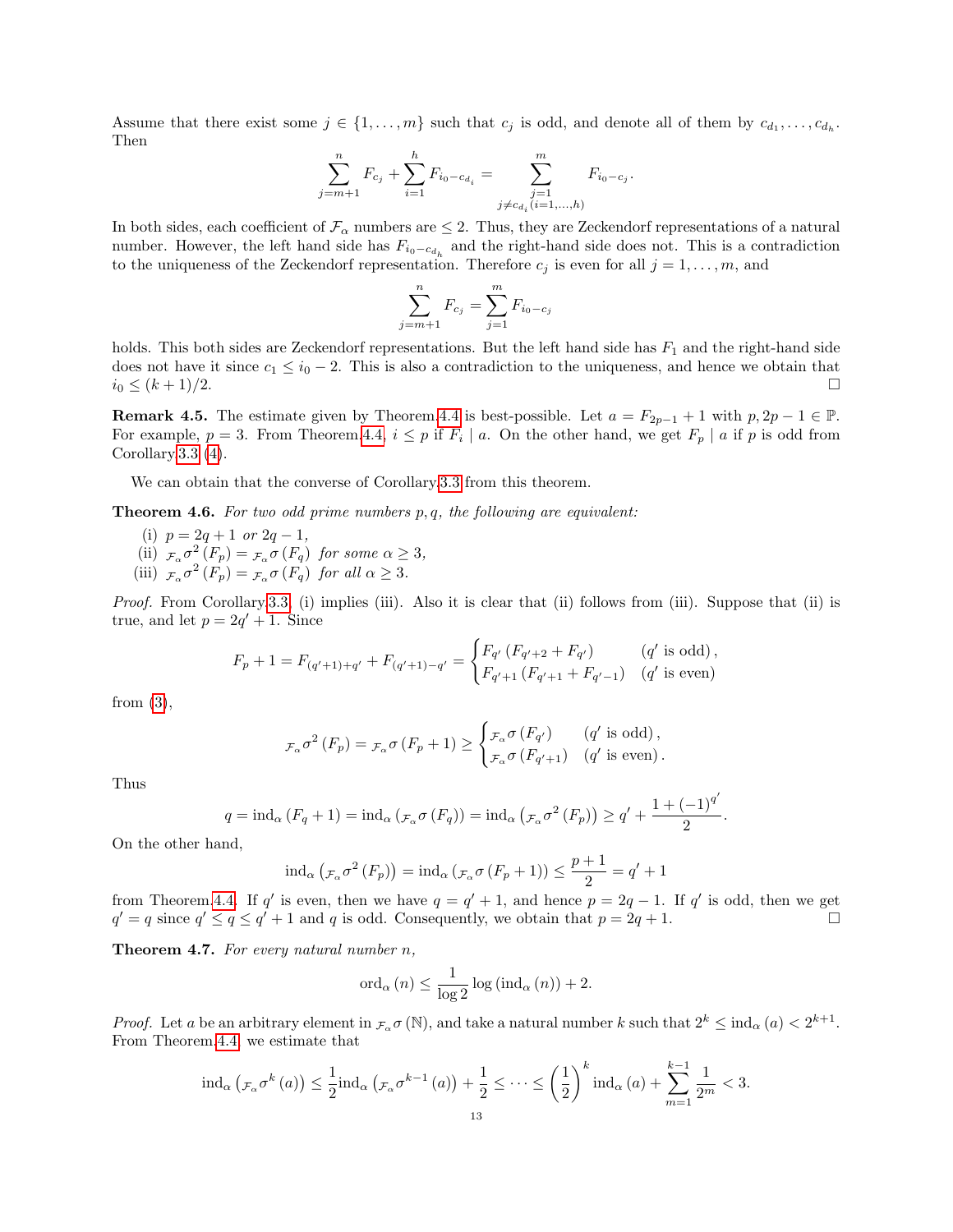Assume that there exist some $j \in \{1, \ldots, m\}$ such that $c_j$ is odd, and denote all of them by $c_{d_1}, \ldots, c_{d_h}$. Then

$$\sum_{j=m+1}^{n} F_{c_j} + \sum_{i=1}^{h} F_{i_0 - c_{d_i}} = \sum_{\substack{j=1 \\ j \neq c_{d_i} (i=1,\ldots,h)}}^{m} F_{i_0 - c_j}.$$

In both sides, each coefficient of $\mathcal{F}_\alpha$ numbers are $\leq 2$. Thus, they are Zeckendorf representations of a natural number. However, the left hand side has $F_{i_0 - c_{d_h}}$ and the right-hand side does not. This is a contradiction to the uniqueness of the Zeckendorf representation. Therefore $c_j$ is even for all $j = 1, \ldots, m$, and

$$\sum_{j=m+1}^{n} F_{c_j} = \sum_{j=1}^{m} F_{i_0 - c_j}$$

holds. This both sides are Zeckendorf representations. But the left hand side has $F_1$ and the right-hand side does not have it since $c_1 \leq i_0 - 2$. This is also a contradiction to the uniqueness, and hence we obtain that $i_0 \leq (k+1)/2$. □

**Remark 4.5.** The estimate given by Theorem 4.4 is best-possible. Let $a = F_{2p-1} + 1$ with $p, 2p-1 \in \mathbb{P}$. For example, $p = 3$. From Theorem 4.4, $i \leq p$ if $F_i \mid a$. On the other hand, we get $F_p \mid a$ if $p$ is odd from Corollary 3.3 (4).

We can obtain that the converse of Corollary 3.3 from this theorem.

**Theorem 4.6.** *For two odd prime numbers $p, q$, the following are equivalent:*

(i) $p = 2q + 1$ *or* $2q - 1$,
(ii) ${}_{\mathcal{F}_\alpha}\sigma^2(F_p) = {}_{\mathcal{F}_\alpha}\sigma(F_q)$ *for some* $\alpha \geq 3$,
(iii) ${}_{\mathcal{F}_\alpha}\sigma^2(F_p) = {}_{\mathcal{F}_\alpha}\sigma(F_q)$ *for all* $\alpha \geq 3$.

*Proof.* From Corollary 3.3, (i) implies (iii). Also it is clear that (ii) follows from (iii). Suppose that (ii) is true, and let $p = 2q' + 1$. Since

$$F_p + 1 = F_{(q'+1)+q'} + F_{(q'+1)-q'} = \begin{cases} F_{q'}\left(F_{q'+2} + F_{q'}\right) & (q' \text{ is odd}), \\ F_{q'+1}\left(F_{q'+1} + F_{q'-1}\right) & (q' \text{ is even}) \end{cases}$$

from (3),

$${}_{\mathcal{F}_\alpha}\sigma^2(F_p) = {}_{\mathcal{F}_\alpha}\sigma(F_p + 1) \geq \begin{cases} {}_{\mathcal{F}_\alpha}\sigma(F_{q'}) & (q' \text{ is odd}), \\ {}_{\mathcal{F}_\alpha}\sigma(F_{q'+1}) & (q' \text{ is even}). \end{cases}$$

Thus

$$q = \mathrm{ind}_\alpha(F_q + 1) = \mathrm{ind}_\alpha\left({}_{\mathcal{F}_\alpha}\sigma(F_q)\right) = \mathrm{ind}_\alpha\left({}_{\mathcal{F}_\alpha}\sigma^2(F_p)\right) \geq q' + \frac{1 + (-1)^{q'}}{2}.$$

On the other hand,

$$\mathrm{ind}_\alpha\left({}_{\mathcal{F}_\alpha}\sigma^2(F_p)\right) = \mathrm{ind}_\alpha\left({}_{\mathcal{F}_\alpha}\sigma(F_p + 1)\right) \leq \frac{p+1}{2} = q' + 1$$

from Theorem 4.4. If $q'$ is even, then we have $q = q' + 1$, and hence $p = 2q - 1$. If $q'$ is odd, then we get $q' = q$ since $q' \leq q \leq q' + 1$ and $q$ is odd. Consequently, we obtain that $p = 2q + 1$. □

**Theorem 4.7.** *For every natural number $n$,*

$$\mathrm{ord}_\alpha(n) \leq \frac{1}{\log 2}\log\left(\mathrm{ind}_\alpha(n)\right) + 2.$$

*Proof.* Let $a$ be an arbitrary element in ${}_{\mathcal{F}_\alpha}\sigma(\mathbb{N})$, and take a natural number $k$ such that $2^k \leq \mathrm{ind}_\alpha(a) < 2^{k+1}$. From Theorem 4.4, we estimate that

$$\mathrm{ind}_\alpha\left({}_{\mathcal{F}_\alpha}\sigma^k(a)\right) \leq \frac{1}{2}\mathrm{ind}_\alpha\left({}_{\mathcal{F}_\alpha}\sigma^{k-1}(a)\right) + \frac{1}{2} \leq \cdots \leq \left(\frac{1}{2}\right)^k \mathrm{ind}_\alpha(a) + \sum_{m=1}^{k-1}\frac{1}{2^m} < 3.$$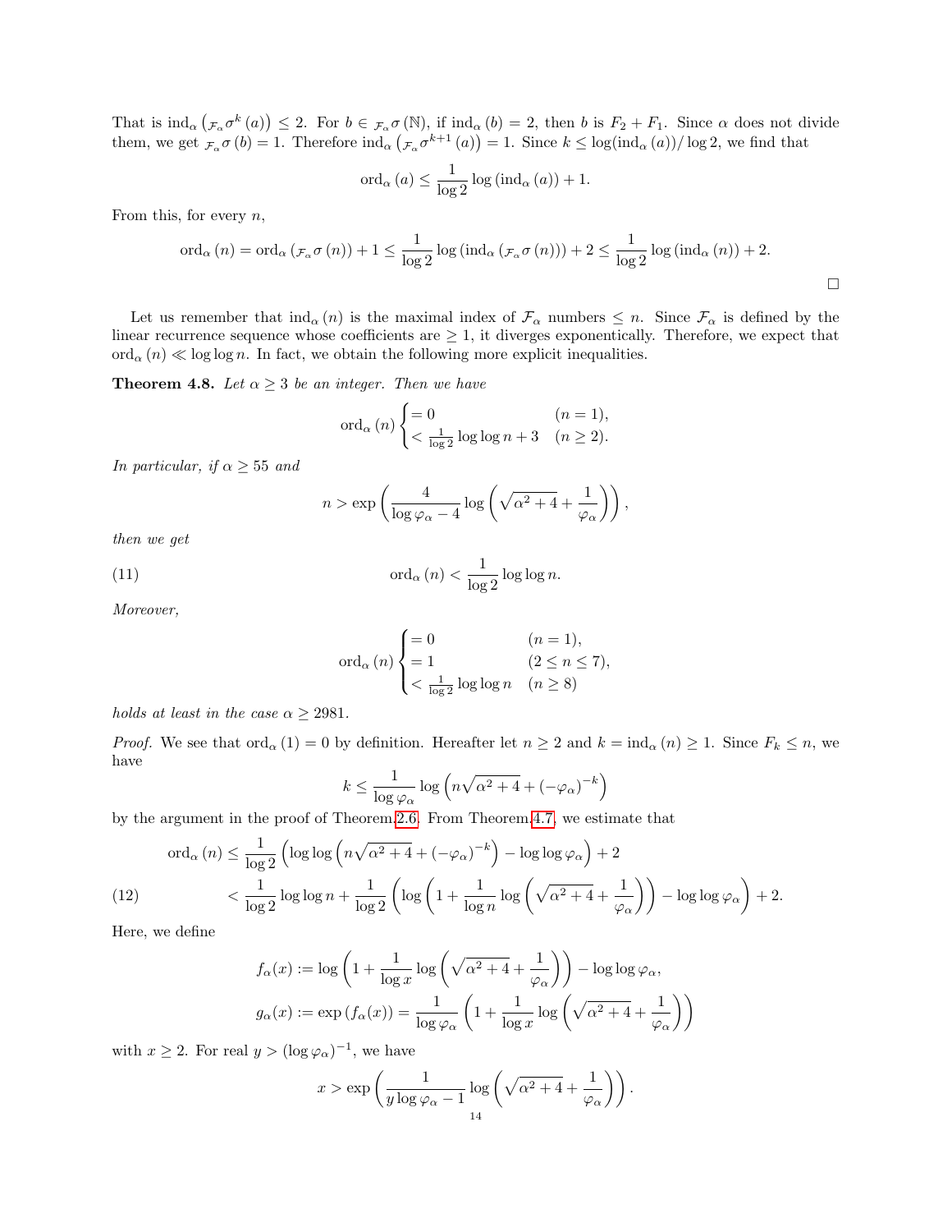That is $\mathrm{ind}_\alpha\left({}_{\mathcal{F}_\alpha}\sigma^k(a)\right) \leq 2$. For $b \in {}_{\mathcal{F}_\alpha}\sigma(\mathbb{N})$, if $\mathrm{ind}_\alpha(b) = 2$, then $b$ is $F_2 + F_1$. Since $\alpha$ does not divide them, we get ${}_{\mathcal{F}_\alpha}\sigma(b) = 1$. Therefore $\mathrm{ind}_\alpha\left({}_{\mathcal{F}_\alpha}\sigma^{k+1}(a)\right) = 1$. Since $k \leq \log(\mathrm{ind}_\alpha(a))/\log 2$, we find that

$$\mathrm{ord}_\alpha(a) \leq \frac{1}{\log 2}\log\left(\mathrm{ind}_\alpha(a)\right) + 1.$$

From this, for every $n$,

$$\mathrm{ord}_\alpha(n) = \mathrm{ord}_\alpha\left({}_{\mathcal{F}_\alpha}\sigma(n)\right) + 1 \leq \frac{1}{\log 2}\log\left(\mathrm{ind}_\alpha\left({}_{\mathcal{F}_\alpha}\sigma(n)\right)\right) + 2 \leq \frac{1}{\log 2}\log\left(\mathrm{ind}_\alpha(n)\right) + 2.$$

□

Let us remember that $\mathrm{ind}_\alpha(n)$ is the maximal index of $\mathcal{F}_\alpha$ numbers $\leq n$. Since $\mathcal{F}_\alpha$ is defined by the linear recurrence sequence whose coefficients are $\geq 1$, it diverges exponentially. Therefore, we expect that $\mathrm{ord}_\alpha(n) \ll \log\log n$. In fact, we obtain the following more explicit inequalities.

**Theorem 4.8.** *Let $\alpha \geq 3$ be an integer. Then we have*

$$\mathrm{ord}_\alpha(n) \begin{cases} = 0 & (n = 1), \\ < \frac{1}{\log 2}\log\log n + 3 & (n \geq 2). \end{cases}$$

*In particular, if $\alpha \geq 55$ and*

$$n > \exp\left(\frac{4}{\log\varphi_\alpha - 4}\log\left(\sqrt{\alpha^2+4} + \frac{1}{\varphi_\alpha}\right)\right),$$

*then we get*

$$\mathrm{ord}_\alpha(n) < \frac{1}{\log 2}\log\log n. \tag{11}$$

*Moreover,*

$$\mathrm{ord}_\alpha(n) \begin{cases} = 0 & (n = 1), \\ = 1 & (2 \leq n \leq 7), \\ < \frac{1}{\log 2}\log\log n & (n \geq 8) \end{cases}$$

*holds at least in the case $\alpha \geq 2981$.*

*Proof.* We see that $\mathrm{ord}_\alpha(1) = 0$ by definition. Hereafter let $n \geq 2$ and $k = \mathrm{ind}_\alpha(n) \geq 1$. Since $F_k \leq n$, we have

$$k \leq \frac{1}{\log\varphi_\alpha}\log\left(n\sqrt{\alpha^2+4} + (-\varphi_\alpha)^{-k}\right)$$

by the argument in the proof of Theorem 2.6. From Theorem 4.7, we estimate that

$$\begin{aligned} \mathrm{ord}_\alpha(n) &\leq \frac{1}{\log 2}\left(\log\log\left(n\sqrt{\alpha^2+4} + (-\varphi_\alpha)^{-k}\right) - \log\log\varphi_\alpha\right) + 2 \\ &< \frac{1}{\log 2}\log\log n + \frac{1}{\log 2}\left(\log\left(1 + \frac{1}{\log n}\log\left(\sqrt{\alpha^2+4} + \frac{1}{\varphi_\alpha}\right)\right) - \log\log\varphi_\alpha\right) + 2. \end{aligned} \tag{12}$$

Here, we define

$$f_\alpha(x) := \log\left(1 + \frac{1}{\log x}\log\left(\sqrt{\alpha^2+4} + \frac{1}{\varphi_\alpha}\right)\right) - \log\log\varphi_\alpha,$$

$$g_\alpha(x) := \exp\left(f_\alpha(x)\right) = \frac{1}{\log\varphi_\alpha}\left(1 + \frac{1}{\log x}\log\left(\sqrt{\alpha^2+4} + \frac{1}{\varphi_\alpha}\right)\right)$$

with $x \geq 2$. For real $y > (\log\varphi_\alpha)^{-1}$, we have

$$x > \exp\left(\frac{1}{y\log\varphi_\alpha - 1}\log\left(\sqrt{\alpha^2+4} + \frac{1}{\varphi_\alpha}\right)\right).$$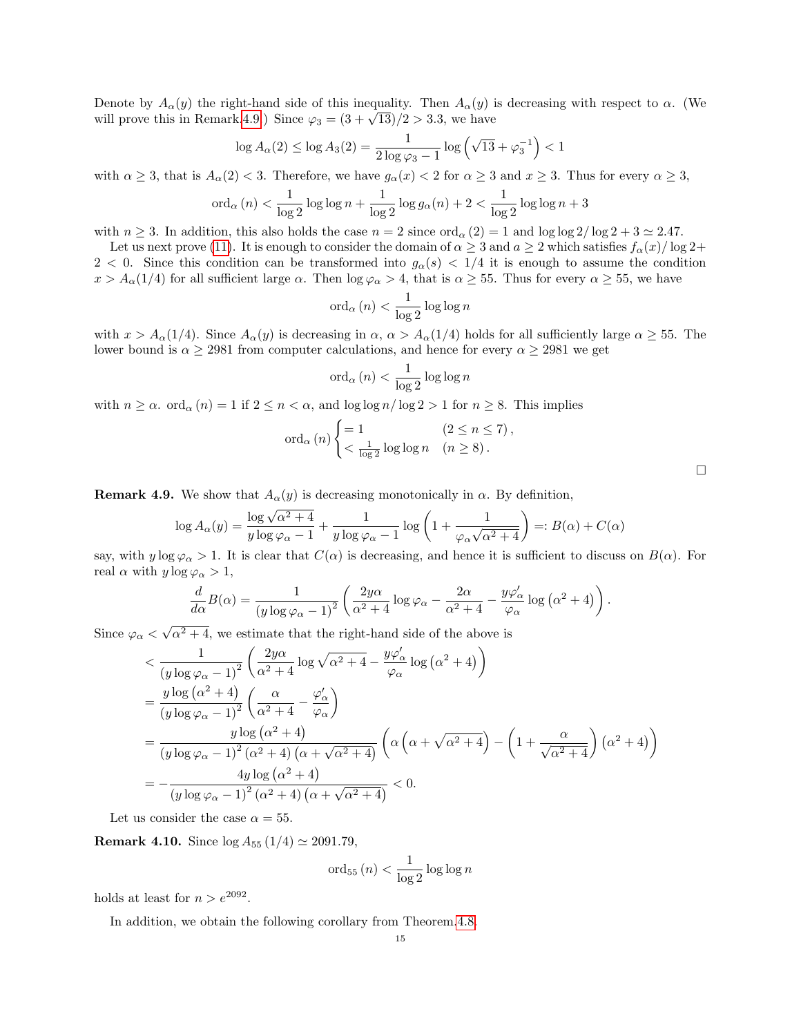Denote by $A_\alpha(y)$ the right-hand side of this inequality. Then $A_\alpha(y)$ is decreasing with respect to $\alpha$. (We will prove this in Remark 4.9.) Since $\varphi_3 = (3+\sqrt{13})/2 > 3.3$, we have

$$\log A_\alpha(2) \leq \log A_3(2) = \frac{1}{2\log \varphi_3 - 1} \log\left(\sqrt{13} + \varphi_3^{-1}\right) < 1$$

with $\alpha \geq 3$, that is $A_\alpha(2) < 3$. Therefore, we have $g_\alpha(x) < 2$ for $\alpha \geq 3$ and $x \geq 3$. Thus for every $\alpha \geq 3$,

$$\mathrm{ord}_\alpha(n) < \frac{1}{\log 2} \log\log n + \frac{1}{\log 2} \log g_\alpha(n) + 2 < \frac{1}{\log 2} \log\log n + 3$$

with $n \geq 3$. In addition, this also holds the case $n = 2$ since $\mathrm{ord}_\alpha(2) = 1$ and $\log\log 2/\log 2 + 3 \simeq 2.47$.

Let us next prove (11). It is enough to consider the domain of $\alpha \geq 3$ and $a \geq 2$ which satisfies $f_\alpha(x)/\log 2 + 2 < 0$. Since this condition can be transformed into $g_\alpha(s) < 1/4$ it is enough to assume the condition $x > A_\alpha(1/4)$ for all sufficient large $\alpha$. Then $\log \varphi_\alpha > 4$, that is $\alpha \geq 55$. Thus for every $\alpha \geq 55$, we have

$$\mathrm{ord}_\alpha(n) < \frac{1}{\log 2} \log\log n$$

with $x > A_\alpha(1/4)$. Since $A_\alpha(y)$ is decreasing in $\alpha$, $\alpha > A_\alpha(1/4)$ holds for all sufficiently large $\alpha \geq 55$. The lower bound is $\alpha \geq 2981$ from computer calculations, and hence for every $\alpha \geq 2981$ we get

$$\mathrm{ord}_\alpha(n) < \frac{1}{\log 2} \log\log n$$

with $n \geq \alpha$. $\mathrm{ord}_\alpha(n) = 1$ if $2 \leq n < \alpha$, and $\log\log n/\log 2 > 1$ for $n \geq 8$. This implies

$$\mathrm{ord}_\alpha(n) \begin{cases} = 1 & (2 \leq n \leq 7), \\ < \frac{1}{\log 2} \log\log n & (n \geq 8). \end{cases}$$

□

**Remark 4.9.** We show that $A_\alpha(y)$ is decreasing monotonically in $\alpha$. By definition,

$$\log A_\alpha(y) = \frac{\log\sqrt{\alpha^2+4}}{y\log\varphi_\alpha - 1} + \frac{1}{y\log\varphi_\alpha - 1} \log\left(1 + \frac{1}{\varphi_\alpha\sqrt{\alpha^2+4}}\right) =: B(\alpha) + C(\alpha)$$

say, with $y\log\varphi_\alpha > 1$. It is clear that $C(\alpha)$ is decreasing, and hence it is sufficient to discuss on $B(\alpha)$. For real $\alpha$ with $y\log\varphi_\alpha > 1$,

$$\frac{d}{d\alpha}B(\alpha) = \frac{1}{(y\log\varphi_\alpha - 1)^2}\left(\frac{2y\alpha}{\alpha^2+4}\log\varphi_\alpha - \frac{2\alpha}{\alpha^2+4} - \frac{y\varphi_\alpha'}{\varphi_\alpha}\log\left(\alpha^2+4\right)\right).$$

Since $\varphi_\alpha < \sqrt{\alpha^2+4}$, we estimate that the right-hand side of the above is

$$\begin{aligned}
&< \frac{1}{(y\log\varphi_\alpha - 1)^2}\left(\frac{2y\alpha}{\alpha^2+4}\log\sqrt{\alpha^2+4} - \frac{y\varphi_\alpha'}{\varphi_\alpha}\log\left(\alpha^2+4\right)\right) \\
&= \frac{y\log\left(\alpha^2+4\right)}{(y\log\varphi_\alpha - 1)^2}\left(\frac{\alpha}{\alpha^2+4} - \frac{\varphi_\alpha'}{\varphi_\alpha}\right) \\
&= \frac{y\log\left(\alpha^2+4\right)}{(y\log\varphi_\alpha - 1)^2\left(\alpha^2+4\right)\left(\alpha+\sqrt{\alpha^2+4}\right)}\left(\alpha\left(\alpha+\sqrt{\alpha^2+4}\right) - \left(1 + \frac{\alpha}{\sqrt{\alpha^2+4}}\right)\left(\alpha^2+4\right)\right) \\
&= -\frac{4y\log\left(\alpha^2+4\right)}{(y\log\varphi_\alpha - 1)^2\left(\alpha^2+4\right)\left(\alpha+\sqrt{\alpha^2+4}\right)} < 0.
\end{aligned}$$

Let us consider the case $\alpha = 55$.

**Remark 4.10.** Since $\log A_{55}(1/4) \simeq 2091.79$,

$$\mathrm{ord}_{55}(n) < \frac{1}{\log 2}\log\log n$$

holds at least for $n > e^{2092}$.

In addition, we obtain the following corollary from Theorem 4.8.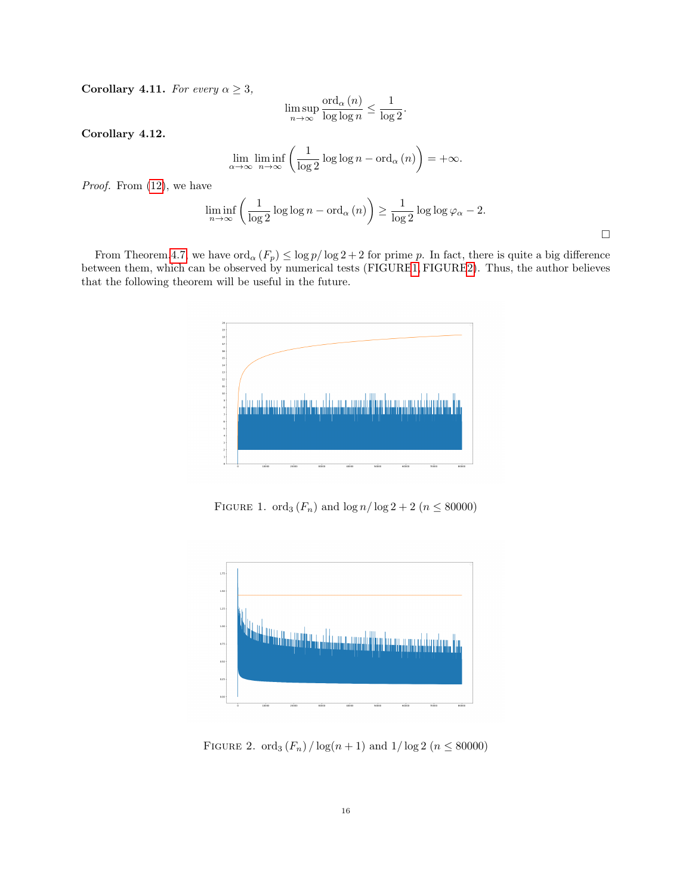**Corollary 4.11.** *For every $\alpha \geq 3$,*

$$\limsup_{n\to\infty} \frac{\mathrm{ord}_\alpha(n)}{\log\log n} \leq \frac{1}{\log 2}.$$

**Corollary 4.12.**

$$\lim_{\alpha\to\infty} \liminf_{n\to\infty} \left( \frac{1}{\log 2} \log\log n - \mathrm{ord}_\alpha(n) \right) = +\infty.$$

*Proof.* From (12), we have

$$\liminf_{n\to\infty} \left( \frac{1}{\log 2} \log\log n - \mathrm{ord}_\alpha(n) \right) \geq \frac{1}{\log 2} \log\log \varphi_\alpha - 2.$$

□

From Theorem 4.7, we have $\mathrm{ord}_\alpha(F_p) \leq \log p / \log 2 + 2$ for prime $p$. In fact, there is quite a big difference between them, which can be observed by numerical tests (FIGURE 1, FIGURE 2). Thus, the author believes that the following theorem will be useful in the future.

FIGURE 1. $\mathrm{ord}_3(F_n)$ and $\log n / \log 2 + 2$ ($n \leq 80000$)

FIGURE 2. $\mathrm{ord}_3(F_n) / \log(n+1)$ and $1/\log 2$ ($n \leq 80000$)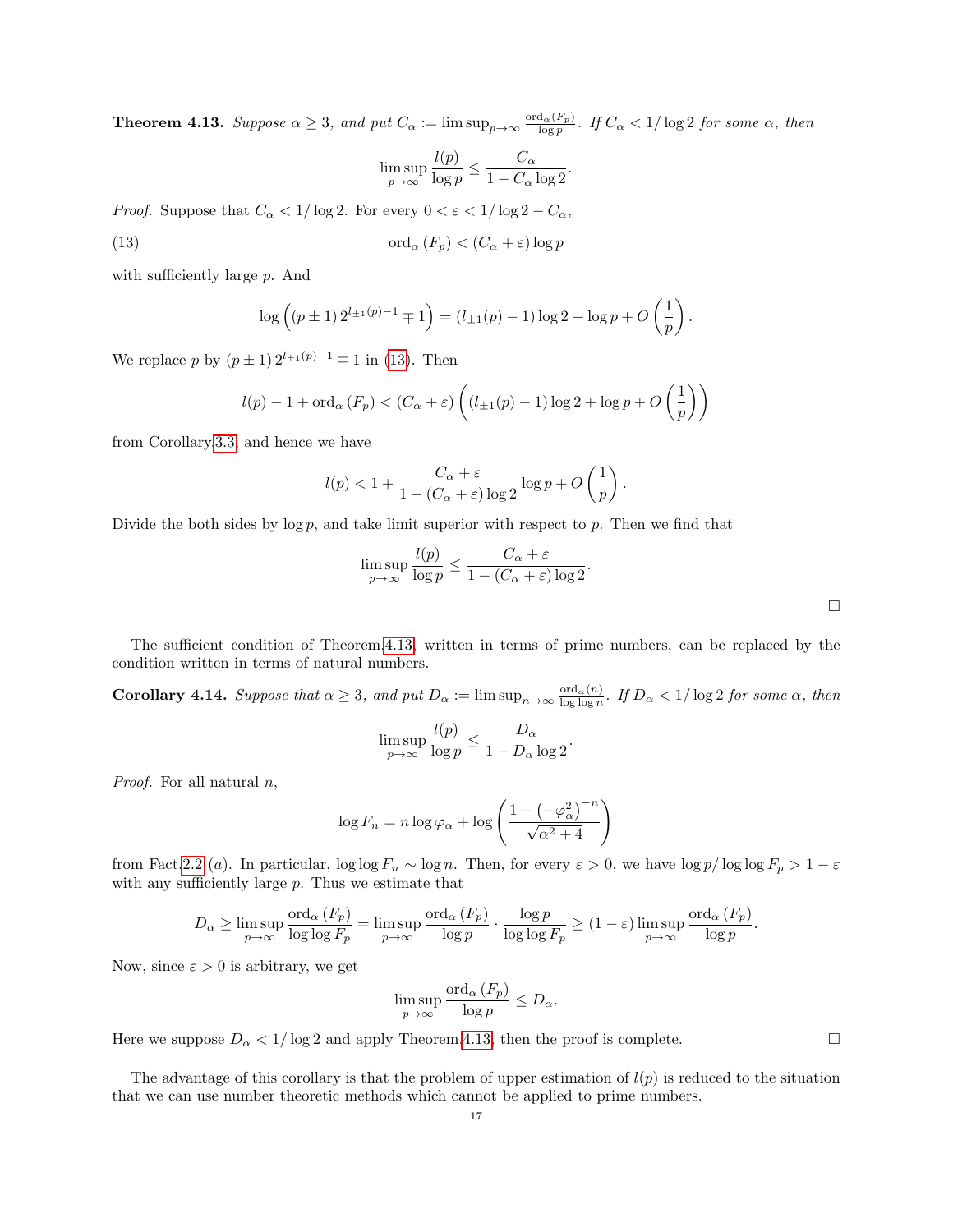**Theorem 4.13.** *Suppose $\alpha \geq 3$, and put $C_\alpha := \limsup_{p\to\infty} \frac{\mathrm{ord}_\alpha(F_p)}{\log p}$. If $C_\alpha < 1/\log 2$ for some $\alpha$, then*

$$\limsup_{p\to\infty} \frac{l(p)}{\log p} \leq \frac{C_\alpha}{1 - C_\alpha \log 2}.$$

*Proof.* Suppose that $C_\alpha < 1/\log 2$. For every $0 < \varepsilon < 1/\log 2 - C_\alpha$,

$$\mathrm{ord}_\alpha(F_p) < (C_\alpha + \varepsilon)\log p \tag{13}$$

with sufficiently large $p$. And

$$\log\left((p \pm 1)\, 2^{l_{\pm 1}(p)-1} \mp 1\right) = (l_{\pm 1}(p) - 1)\log 2 + \log p + O\left(\frac{1}{p}\right).$$

We replace $p$ by $(p \pm 1)\, 2^{l_{\pm 1}(p)-1} \mp 1$ in (13). Then

$$l(p) - 1 + \mathrm{ord}_\alpha(F_p) < (C_\alpha + \varepsilon)\left((l_{\pm 1}(p) - 1)\log 2 + \log p + O\left(\frac{1}{p}\right)\right)$$

from Corollary 3.3, and hence we have

$$l(p) < 1 + \frac{C_\alpha + \varepsilon}{1 - (C_\alpha + \varepsilon)\log 2}\log p + O\left(\frac{1}{p}\right).$$

Divide the both sides by $\log p$, and take limit superior with respect to $p$. Then we find that

$$\limsup_{p\to\infty} \frac{l(p)}{\log p} \leq \frac{C_\alpha + \varepsilon}{1 - (C_\alpha + \varepsilon)\log 2}.$$

□

The sufficient condition of Theorem 4.13, written in terms of prime numbers, can be replaced by the condition written in terms of natural numbers.

**Corollary 4.14.** *Suppose that $\alpha \geq 3$, and put $D_\alpha := \limsup_{n\to\infty} \frac{\mathrm{ord}_\alpha(n)}{\log\log n}$. If $D_\alpha < 1/\log 2$ for some $\alpha$, then*

$$\limsup_{p\to\infty} \frac{l(p)}{\log p} \leq \frac{D_\alpha}{1 - D_\alpha \log 2}.$$

*Proof.* For all natural $n$,

$$\log F_n = n \log \varphi_\alpha + \log\left(\frac{1 - \left(-\varphi_\alpha^2\right)^{-n}}{\sqrt{\alpha^2 + 4}}\right)$$

from Fact 2.2 (*a*). In particular, $\log\log F_n \sim \log n$. Then, for every $\varepsilon > 0$, we have $\log p / \log\log F_p > 1 - \varepsilon$ with any sufficiently large $p$. Thus we estimate that

$$D_\alpha \geq \limsup_{p\to\infty} \frac{\mathrm{ord}_\alpha(F_p)}{\log\log F_p} = \limsup_{p\to\infty} \frac{\mathrm{ord}_\alpha(F_p)}{\log p} \cdot \frac{\log p}{\log\log F_p} \geq (1 - \varepsilon)\limsup_{p\to\infty} \frac{\mathrm{ord}_\alpha(F_p)}{\log p}.$$

Now, since $\varepsilon > 0$ is arbitrary, we get

$$\limsup_{p\to\infty} \frac{\mathrm{ord}_\alpha(F_p)}{\log p} \leq D_\alpha.$$

Here we suppose $D_\alpha < 1/\log 2$ and apply Theorem 4.13, then the proof is complete. □

The advantage of this corollary is that the problem of upper estimation of $l(p)$ is reduced to the situation that we can use number theoretic methods which cannot be applied to prime numbers.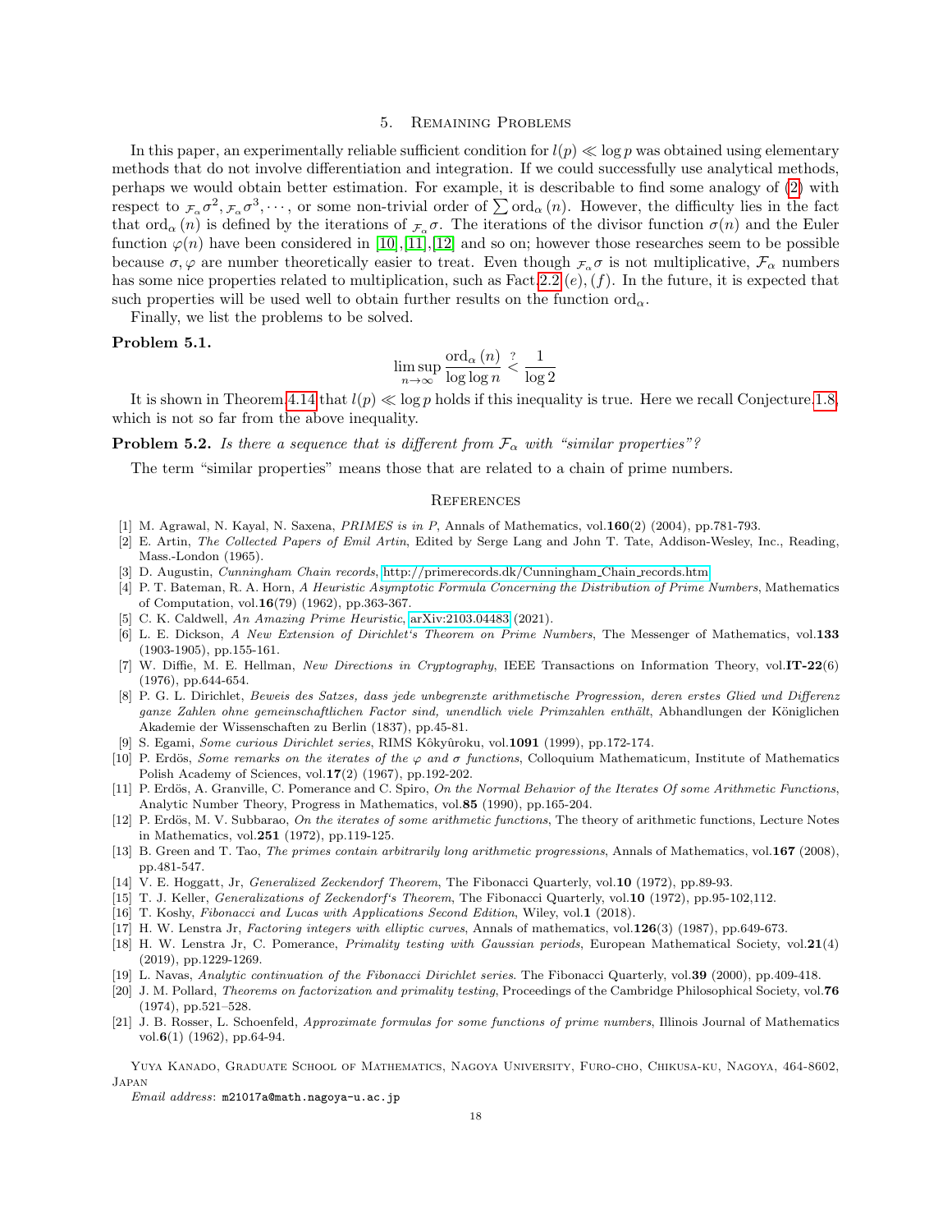## 5. Remaining Problems

In this paper, an experimentally reliable sufficient condition for $l(p) \ll \log p$ was obtained using elementary methods that do not involve differentiation and integration. If we could successfully use analytical methods, perhaps we would obtain better estimation. For example, it is describable to find some analogy of (2) with respect to ${}_{\mathcal{F}_\alpha}\sigma^2, {}_{\mathcal{F}_\alpha}\sigma^3, \cdots$, or some non-trivial order of $\sum \mathrm{ord}_\alpha(n)$. However, the difficulty lies in the fact that $\mathrm{ord}_\alpha(n)$ is defined by the iterations of ${}_{\mathcal{F}_\alpha}\sigma$. The iterations of the divisor function $\sigma(n)$ and the Euler function $\varphi(n)$ have been considered in [10],[11],[12] and so on; however those researches seem to be possible because $\sigma, \varphi$ are number theoretically easier to treat. Even though ${}_{\mathcal{F}_\alpha}\sigma$ is not multiplicative, $\mathcal{F}_\alpha$ numbers has some nice properties related to multiplication, such as Fact.2.2 $(e), (f)$. In the future, it is expected that such properties will be used well to obtain further results on the function $\mathrm{ord}_\alpha$.

Finally, we list the problems to be solved.

**Problem 5.1.**

$$\limsup_{n\to\infty} \frac{\mathrm{ord}_\alpha(n)}{\log\log n} \overset{?}{<} \frac{1}{\log 2}$$

It is shown in Theorem 4.14 that $l(p) \ll \log p$ holds if this inequality is true. Here we recall Conjecture 1.8, which is not so far from the above inequality.

**Problem 5.2.** *Is there a sequence that is different from $\mathcal{F}_\alpha$ with "similar properties"?*

The term "similar properties" means those that are related to a chain of prime numbers.

## References

[1] M. Agrawal, N. Kayal, N. Saxena, *PRIMES is in P*, Annals of Mathematics, vol.**160**(2) (2004), pp.781-793.

[2] E. Artin, *The Collected Papers of Emil Artin*, Edited by Serge Lang and John T. Tate, Addison-Wesley, Inc., Reading, Mass.-London (1965).

[3] D. Augustin, *Cunningham Chain records*, http://primerecords.dk/Cunningham_Chain_records.htm

[4] P. T. Bateman, R. A. Horn, *A Heuristic Asymptotic Formula Concerning the Distribution of Prime Numbers*, Mathematics of Computation, vol.**16**(79) (1962), pp.363-367.

[5] C. K. Caldwell, *An Amazing Prime Heuristic*, arXiv:2103.04483 (2021).

[6] L. E. Dickson, *A New Extension of Dirichlet's Theorem on Prime Numbers*, The Messenger of Mathematics, vol.**133** (1903-1905), pp.155-161.

[7] W. Diffie, M. E. Hellman, *New Directions in Cryptography*, IEEE Transactions on Information Theory, vol.**IT-22**(6) (1976), pp.644-654.

[8] P. G. L. Dirichlet, *Beweis des Satzes, dass jede unbegrenzte arithmetische Progression, deren erstes Glied und Differenz ganze Zahlen ohne gemeinschaftlichen Factor sind, unendlich viele Primzahlen enthält*, Abhandlungen der Königlichen Akademie der Wissenschaften zu Berlin (1837), pp.45-81.

[9] S. Egami, *Some curious Dirichlet series*, RIMS Kôkyûroku, vol.**1091** (1999), pp.172-174.

[10] P. Erdös, *Some remarks on the iterates of the $\varphi$ and $\sigma$ functions*, Colloquium Mathematicum, Institute of Mathematics Polish Academy of Sciences, vol.**17**(2) (1967), pp.192-202.

[11] P. Erdös, A. Granville, C. Pomerance and C. Spiro, *On the Normal Behavior of the Iterates Of some Arithmetic Functions*, Analytic Number Theory, Progress in Mathematics, vol.**85** (1990), pp.165-204.

[12] P. Erdös, M. V. Subbarao, *On the iterates of some arithmetic functions*, The theory of arithmetic functions, Lecture Notes in Mathematics, vol.**251** (1972), pp.119-125.

[13] B. Green and T. Tao, *The primes contain arbitrarily long arithmetic progressions*, Annals of Mathematics, vol.**167** (2008), pp.481-547.

[14] V. E. Hoggatt, Jr, *Generalized Zeckendorf Theorem*, The Fibonacci Quarterly, vol.**10** (1972), pp.89-93.

[15] T. J. Keller, *Generalizations of Zeckendorf's Theorem*, The Fibonacci Quarterly, vol.**10** (1972), pp.95-102,112.

[16] T. Koshy, *Fibonacci and Lucas with Applications Second Edition*, Wiley, vol.**1** (2018).

[17] H. W. Lenstra Jr, *Factoring integers with elliptic curves*, Annals of mathematics, vol.**126**(3) (1987), pp.649-673.

[18] H. W. Lenstra Jr, C. Pomerance, *Primality testing with Gaussian periods*, European Mathematical Society, vol.**21**(4) (2019), pp.1229-1269.

[19] L. Navas, *Analytic continuation of the Fibonacci Dirichlet series*. The Fibonacci Quarterly, vol.**39** (2000), pp.409-418.

[20] J. M. Pollard, *Theorems on factorization and primality testing*, Proceedings of the Cambridge Philosophical Society, vol.**76** (1974), pp.521–528.

[21] J. B. Rosser, L. Schoenfeld, *Approximate formulas for some functions of prime numbers*, Illinois Journal of Mathematics vol.**6**(1) (1962), pp.64-94.

Yuya Kanado, Graduate School of Mathematics, Nagoya University, Furo-cho, Chikusa-ku, Nagoya, 464-8602, Japan

*Email address*: m21017a@math.nagoya-u.ac.jp